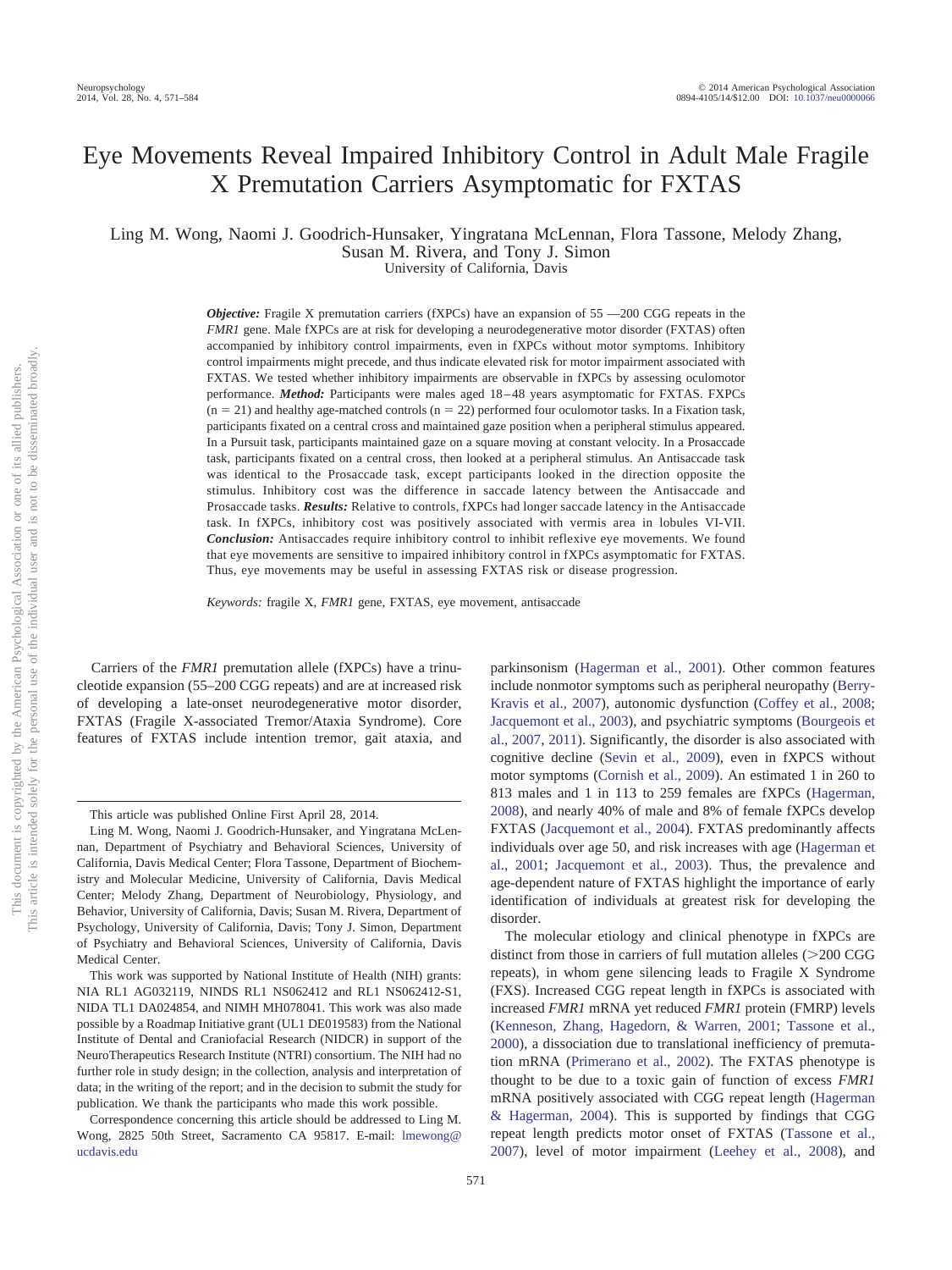# Eye Movements Reveal Impaired Inhibitory Control in Adult Male Fragile X Premutation Carriers Asymptomatic for FXTAS

Ling M. Wong, Naomi J. Goodrich-Hunsaker, Yingratana McLennan, Flora Tassone, Melody Zhang, Susan M. Rivera, and Tony J. Simon

University of California, Davis

***Objective:*** Fragile X premutation carriers (fXPCs) have an expansion of 55 —200 CGG repeats in the *FMR1* gene. Male fXPCs are at risk for developing a neurodegenerative motor disorder (FXTAS) often accompanied by inhibitory control impairments, even in fXPCs without motor symptoms. Inhibitory control impairments might precede, and thus indicate elevated risk for motor impairment associated with FXTAS. We tested whether inhibitory impairments are observable in fXPCs by assessing oculomotor performance. ***Method:*** Participants were males aged 18–48 years asymptomatic for FXTAS. FXPCs ($n = 21$) and healthy age-matched controls ($n = 22$) performed four oculomotor tasks. In a Fixation task, participants fixated on a central cross and maintained gaze position when a peripheral stimulus appeared. In a Pursuit task, participants maintained gaze on a square moving at constant velocity. In a Prosaccade task, participants fixated on a central cross, then looked at a peripheral stimulus. An Antisaccade task was identical to the Prosaccade task, except participants looked in the direction opposite the stimulus. Inhibitory cost was the difference in saccade latency between the Antisaccade and Prosaccade tasks. ***Results:*** Relative to controls, fXPCs had longer saccade latency in the Antisaccade task. In fXPCs, inhibitory cost was positively associated with vermis area in lobules VI-VII. ***Conclusion:*** Antisaccades require inhibitory control to inhibit reflexive eye movements. We found that eye movements are sensitive to impaired inhibitory control in fXPCs asymptomatic for FXTAS. Thus, eye movements may be useful in assessing FXTAS risk or disease progression.

*Keywords:* fragile X, *FMR1* gene, FXTAS, eye movement, antisaccade

Carriers of the *FMR1* premutation allele (fXPCs) have a trinucleotide expansion (55–200 CGG repeats) and are at increased risk of developing a late-onset neurodegenerative motor disorder, FXTAS (Fragile X-associated Tremor/Ataxia Syndrome). Core features of FXTAS include intention tremor, gait ataxia, and parkinsonism (Hagerman et al., 2001). Other common features include nonmotor symptoms such as peripheral neuropathy (Berry-Kravis et al., 2007), autonomic dysfunction (Coffey et al., 2008; Jacquemont et al., 2003), and psychiatric symptoms (Bourgeois et al., 2007, 2011). Significantly, the disorder is also associated with cognitive decline (Sevin et al., 2009), even in fXPCs without motor symptoms (Cornish et al., 2009). An estimated 1 in 260 to 813 males and 1 in 113 to 259 females are fXPCs (Hagerman, 2008), and nearly 40% of male and 8% of female fXPCs develop FXTAS (Jacquemont et al., 2004). FXTAS predominantly affects individuals over age 50, and risk increases with age (Hagerman et al., 2001; Jacquemont et al., 2003). Thus, the prevalence and age-dependent nature of FXTAS highlight the importance of early identification of individuals at greatest risk for developing the disorder.

The molecular etiology and clinical phenotype in fXPCs are distinct from those in carriers of full mutation alleles (>200 CGG repeats), in whom gene silencing leads to Fragile X Syndrome (FXS). Increased CGG repeat length in fXPCs is associated with increased *FMR1* mRNA yet reduced *FMR1* protein (FMRP) levels (Kenneson, Zhang, Hagedorn, & Warren, 2001; Tassone et al., 2000), a dissociation due to translational inefficiency of premutation mRNA (Primerano et al., 2002). The FXTAS phenotype is thought to be due to a toxic gain of function of excess *FMR1* mRNA positively associated with CGG repeat length (Hagerman & Hagerman, 2004). This is supported by findings that CGG repeat length predicts motor onset of FXTAS (Tassone et al., 2007), level of motor impairment (Leehey et al., 2008), and

---

This article was published Online First April 28, 2014.

Ling M. Wong, Naomi J. Goodrich-Hunsaker, and Yingratana McLennan, Department of Psychiatry and Behavioral Sciences, University of California, Davis Medical Center; Flora Tassone, Department of Biochemistry and Molecular Medicine, University of California, Davis Medical Center; Melody Zhang, Department of Neurobiology, Physiology, and Behavior, University of California, Davis; Susan M. Rivera, Department of Psychology, University of California, Davis; Tony J. Simon, Department of Psychiatry and Behavioral Sciences, University of California, Davis Medical Center.

This work was supported by National Institute of Health (NIH) grants: NIA RL1 AG032119, NINDS RL1 NS062412 and RL1 NS062412-S1, NIDA TL1 DA024854, and NIMH MH078041. This work was also made possible by a Roadmap Initiative grant (UL1 DE019583) from the National Institute of Dental and Craniofacial Research (NIDCR) in support of the NeuroTherapeutics Research Institute (NTRI) consortium. The NIH had no further role in study design; in the collection, analysis and interpretation of data; in the writing of the report; and in the decision to submit the study for publication. We thank the participants who made this work possible.

Correspondence concerning this article should be addressed to Ling M. Wong, 2825 50th Street, Sacramento CA 95817. E-mail: lmewong@ucdavis.edu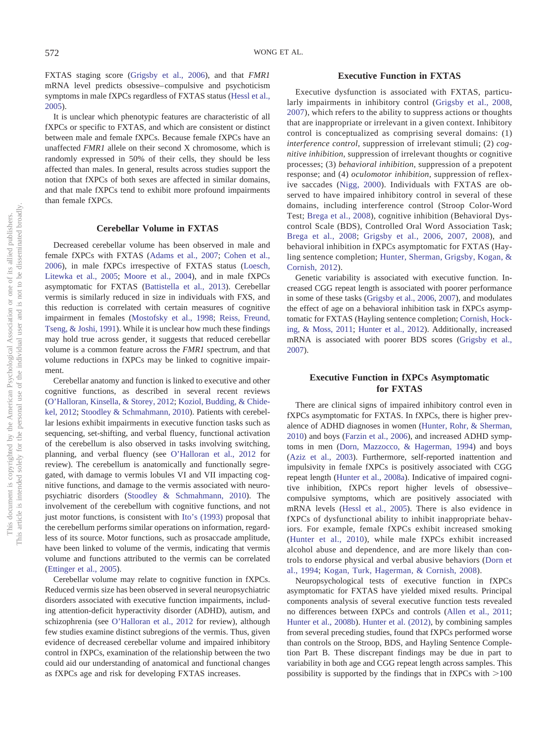FXTAS staging score (Grigsby et al., 2006), and that *FMR1* mRNA level predicts obsessive–compulsive and psychoticism symptoms in male fXPCs regardless of FXTAS status (Hessl et al., 2005).

It is unclear which phenotypic features are characteristic of all fXPCs or specific to FXTAS, and which are consistent or distinct between male and female fXPCs. Because female fXPCs have an unaffected *FMR1* allele on their second X chromosome, which is randomly expressed in 50% of their cells, they should be less affected than males. In general, results across studies support the notion that fXPCs of both sexes are affected in similar domains, and that male fXPCs tend to exhibit more profound impairments than female fXPCs.

## Cerebellar Volume in FXTAS

Decreased cerebellar volume has been observed in male and female fXPCs with FXTAS (Adams et al., 2007; Cohen et al., 2006), in male fXPCs irrespective of FXTAS status (Loesch, Litewka et al., 2005; Moore et al., 2004), and in male fXPCs asymptomatic for FXTAS (Battistella et al., 2013). Cerebellar vermis is similarly reduced in size in individuals with FXS, and this reduction is correlated with certain measures of cognitive impairment in females (Mostofsky et al., 1998; Reiss, Freund, Tseng, & Joshi, 1991). While it is unclear how much these findings may hold true across gender, it suggests that reduced cerebellar volume is a common feature across the *FMR1* spectrum, and that volume reductions in fXPCs may be linked to cognitive impairment.

Cerebellar anatomy and function is linked to executive and other cognitive functions, as described in several recent reviews (O'Halloran, Kinsella, & Storey, 2012; Koziol, Budding, & Chidekel, 2012; Stoodley & Schmahmann, 2010). Patients with cerebellar lesions exhibit impairments in executive function tasks such as sequencing, set-shifting, and verbal fluency, functional activation of the cerebellum is also observed in tasks involving switching, planning, and verbal fluency (see O'Halloran et al., 2012 for review). The cerebellum is anatomically and functionally segregated, with damage to vermis lobules VI and VII impacting cognitive functions, and damage to the vermis associated with neuropsychiatric disorders (Stoodley & Schmahmann, 2010). The involvement of the cerebellum with cognitive functions, and not just motor functions, is consistent with Ito's (1993) proposal that the cerebellum performs similar operations on information, regardless of its source. Motor functions, such as prosaccade amplitude, have been linked to volume of the vermis, indicating that vermis volume and functions attributed to the vermis can be correlated (Ettinger et al., 2005).

Cerebellar volume may relate to cognitive function in fXPCs. Reduced vermis size has been observed in several neuropsychiatric disorders associated with executive function impairments, including attention-deficit hyperactivity disorder (ADHD), autism, and schizophrenia (see O'Halloran et al., 2012 for review), although few studies examine distinct subregions of the vermis. Thus, given evidence of decreased cerebellar volume and impaired inhibitory control in fXPCs, examination of the relationship between the two could aid our understanding of anatomical and functional changes as fXPCs age and risk for developing FXTAS increases.

## Executive Function in FXTAS

Executive dysfunction is associated with FXTAS, particularly impairments in inhibitory control (Grigsby et al., 2008, 2007), which refers to the ability to suppress actions or thoughts that are inappropriate or irrelevant in a given context. Inhibitory control is conceptualized as comprising several domains: (1) *interference control*, suppression of irrelevant stimuli; (2) *cognitive inhibition*, suppression of irrelevant thoughts or cognitive processes; (3) *behavioral inhibition*, suppression of a prepotent response; and (4) *oculomotor inhibition*, suppression of reflexive saccades (Nigg, 2000). Individuals with FXTAS are observed to have impaired inhibitory control in several of these domains, including interference control (Stroop Color-Word Test; Brega et al., 2008), cognitive inhibition (Behavioral Dyscontrol Scale (BDS), Controlled Oral Word Association Task; Brega et al., 2008; Grigsby et al., 2006, 2007, 2008), and behavioral inhibition in fXPCs asymptomatic for FXTAS (Hayling sentence completion; Hunter, Sherman, Grigsby, Kogan, & Cornish, 2012).

Genetic variability is associated with executive function. Increased CGG repeat length is associated with poorer performance in some of these tasks (Grigsby et al., 2006, 2007), and modulates the effect of age on a behavioral inhibition task in fXPCs asymptomatic for FXTAS (Hayling sentence completion; Cornish, Hocking, & Moss, 2011; Hunter et al., 2012). Additionally, increased mRNA is associated with poorer BDS scores (Grigsby et al., 2007).

## Executive Function in fXPCs Asymptomatic for FXTAS

There are clinical signs of impaired inhibitory control even in fXPCs asymptomatic for FXTAS. In fXPCs, there is higher prevalence of ADHD diagnoses in women (Hunter, Rohr, & Sherman, 2010) and boys (Farzin et al., 2006), and increased ADHD symptoms in men (Dorn, Mazzocco, & Hagerman, 1994) and boys (Aziz et al., 2003). Furthermore, self-reported inattention and impulsivity in female fXPCs is positively associated with CGG repeat length (Hunter et al., 2008a). Indicative of impaired cognitive inhibition, fXPCs report higher levels of obsessive–compulsive symptoms, which are positively associated with mRNA levels (Hessl et al., 2005). There is also evidence in fXPCs of dysfunctional ability to inhibit inappropriate behaviors. For example, female fXPCs exhibit increased smoking (Hunter et al., 2010), while male fXPCs exhibit increased alcohol abuse and dependence, and are more likely than controls to endorse physical and verbal abusive behaviors (Dorn et al., 1994; Kogan, Turk, Hagerman, & Cornish, 2008).

Neuropsychological tests of executive function in fXPCs asymptomatic for FXTAS have yielded mixed results. Principal components analysis of several executive function tests revealed no differences between fXPCs and controls (Allen et al., 2011; Hunter et al., 2008b). Hunter et al. (2012), by combining samples from several preceding studies, found that fXPCs performed worse than controls on the Stroop, BDS, and Hayling Sentence Completion Part B. These discrepant findings may be due in part to variability in both age and CGG repeat length across samples. This possibility is supported by the findings that in fXPCs with >100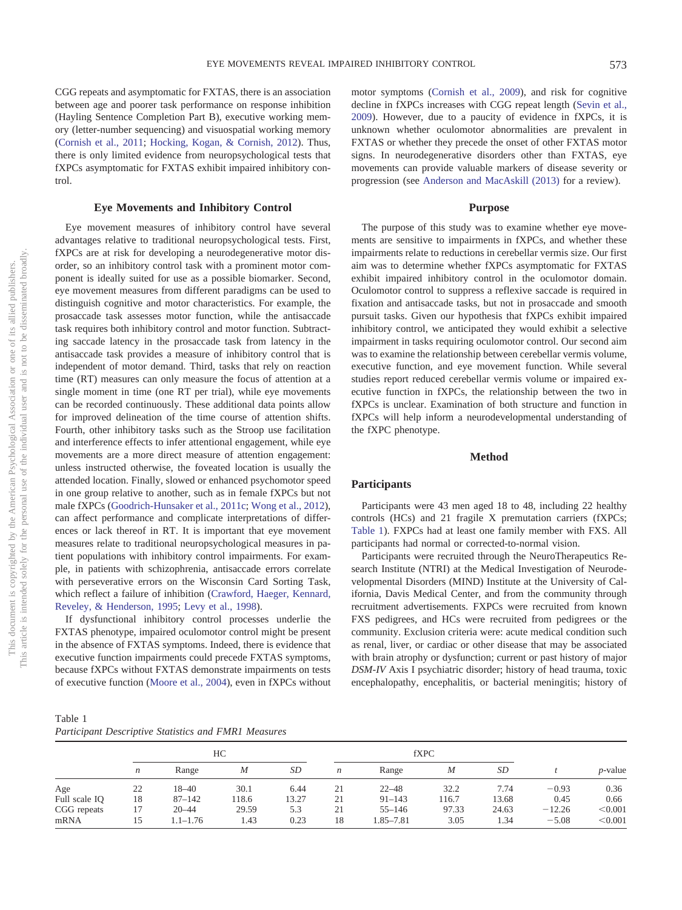CGG repeats and asymptomatic for FXTAS, there is an association between age and poorer task performance on response inhibition (Hayling Sentence Completion Part B), executive working memory (letter-number sequencing) and visuospatial working memory (Cornish et al., 2011; Hocking, Kogan, & Cornish, 2012). Thus, there is only limited evidence from neuropsychological tests that fXPCs asymptomatic for FXTAS exhibit impaired inhibitory control.

### Eye Movements and Inhibitory Control

Eye movement measures of inhibitory control have several advantages relative to traditional neuropsychological tests. First, fXPCs are at risk for developing a neurodegenerative motor disorder, so an inhibitory control task with a prominent motor component is ideally suited for use as a possible biomarker. Second, eye movement measures from different paradigms can be used to distinguish cognitive and motor characteristics. For example, the prosaccade task assesses motor function, while the antisaccade task requires both inhibitory control and motor function. Subtracting saccade latency in the prosaccade task from latency in the antisaccade task provides a measure of inhibitory control that is independent of motor demand. Third, tasks that rely on reaction time (RT) measures can only measure the focus of attention at a single moment in time (one RT per trial), while eye movements can be recorded continuously. These additional data points allow for improved delineation of the time course of attention shifts. Fourth, other inhibitory tasks such as the Stroop use facilitation and interference effects to infer attentional engagement, while eye movements are a more direct measure of attention engagement: unless instructed otherwise, the foveated location is usually the attended location. Finally, slowed or enhanced psychomotor speed in one group relative to another, such as in female fXPCs but not male fXPCs (Goodrich-Hunsaker et al., 2011c; Wong et al., 2012), can affect performance and complicate interpretations of differences or lack thereof in RT. It is important that eye movement measures relate to traditional neuropsychological measures in patient populations with inhibitory control impairments. For example, in patients with schizophrenia, antisaccade errors correlate with perseverative errors on the Wisconsin Card Sorting Task, which reflect a failure of inhibition (Crawford, Haeger, Kennard, Reveley, & Henderson, 1995; Levy et al., 1998).

If dysfunctional inhibitory control processes underlie the FXTAS phenotype, impaired oculomotor control might be present in the absence of FXTAS symptoms. Indeed, there is evidence that executive function impairments could precede FXTAS symptoms, because fXPCs without FXTAS demonstrate impairments on tests of executive function (Moore et al., 2004), even in fXPCs without motor symptoms (Cornish et al., 2009), and risk for cognitive decline in fXPCs increases with CGG repeat length (Sevin et al., 2009). However, due to a paucity of evidence in fXPCs, it is unknown whether oculomotor abnormalities are prevalent in FXTAS or whether they precede the onset of other FXTAS motor signs. In neurodegenerative disorders other than FXTAS, eye movements can provide valuable markers of disease severity or progression (see Anderson and MacAskill (2013) for a review).

### Purpose

The purpose of this study was to examine whether eye movements are sensitive to impairments in fXPCs, and whether these impairments relate to reductions in cerebellar vermis size. Our first aim was to determine whether fXPCs asymptomatic for FXTAS exhibit impaired inhibitory control in the oculomotor domain. Oculomotor control to suppress a reflexive saccade is required in fixation and antisaccade tasks, but not in prosaccade and smooth pursuit tasks. Given our hypothesis that fXPCs exhibit impaired inhibitory control, we anticipated they would exhibit a selective impairment in tasks requiring oculomotor control. Our second aim was to examine the relationship between cerebellar vermis volume, executive function, and eye movement function. While several studies report reduced cerebellar vermis volume or impaired executive function in fXPCs, the relationship between the two in fXPCs is unclear. Examination of both structure and function in fXPCs will help inform a neurodevelopmental understanding of the fXPC phenotype.

## Method

### Participants

Participants were 43 men aged 18 to 48, including 22 healthy controls (HCs) and 21 fragile X premutation carriers (fXPCs; Table 1). FXPCs had at least one family member with FXS. All participants had normal or corrected-to-normal vision.

Participants were recruited through the NeuroTherapeutics Research Institute (NTRI) at the Medical Investigation of Neurodevelopmental Disorders (MIND) Institute at the University of California, Davis Medical Center, and from the community through recruitment advertisements. FXPCs were recruited from known FXS pedigrees, and HCs were recruited from pedigrees or the community. Exclusion criteria were: acute medical condition such as renal, liver, or cardiac or other disease that may be associated with brain atrophy or dysfunction; current or past history of major *DSM-IV* Axis I psychiatric disorder; history of head trauma, toxic encephalopathy, encephalitis, or bacterial meningitis; history of

Table 1
*Participant Descriptive Statistics and FMR1 Measures*

| | HC | | | | fXPC | | | | | |
|---|---|---|---|---|---|---|---|---|---|---|
| | *n* | Range | *M* | *SD* | *n* | Range | *M* | *SD* | *t* | *p*-value |
| Age | 22 | 18–40 | 30.1 | 6.44 | 21 | 22–48 | 32.2 | 7.74 | −0.93 | 0.36 |
| Full scale IQ | 18 | 87–142 | 118.6 | 13.27 | 21 | 91–143 | 116.7 | 13.68 | 0.45 | 0.66 |
| CGG repeats | 17 | 20–44 | 29.59 | 5.3 | 21 | 55–146 | 97.33 | 24.63 | −12.26 | <0.001 |
| mRNA | 15 | 1.1–1.76 | 1.43 | 0.23 | 18 | 1.85–7.81 | 3.05 | 1.34 | −5.08 | <0.001 |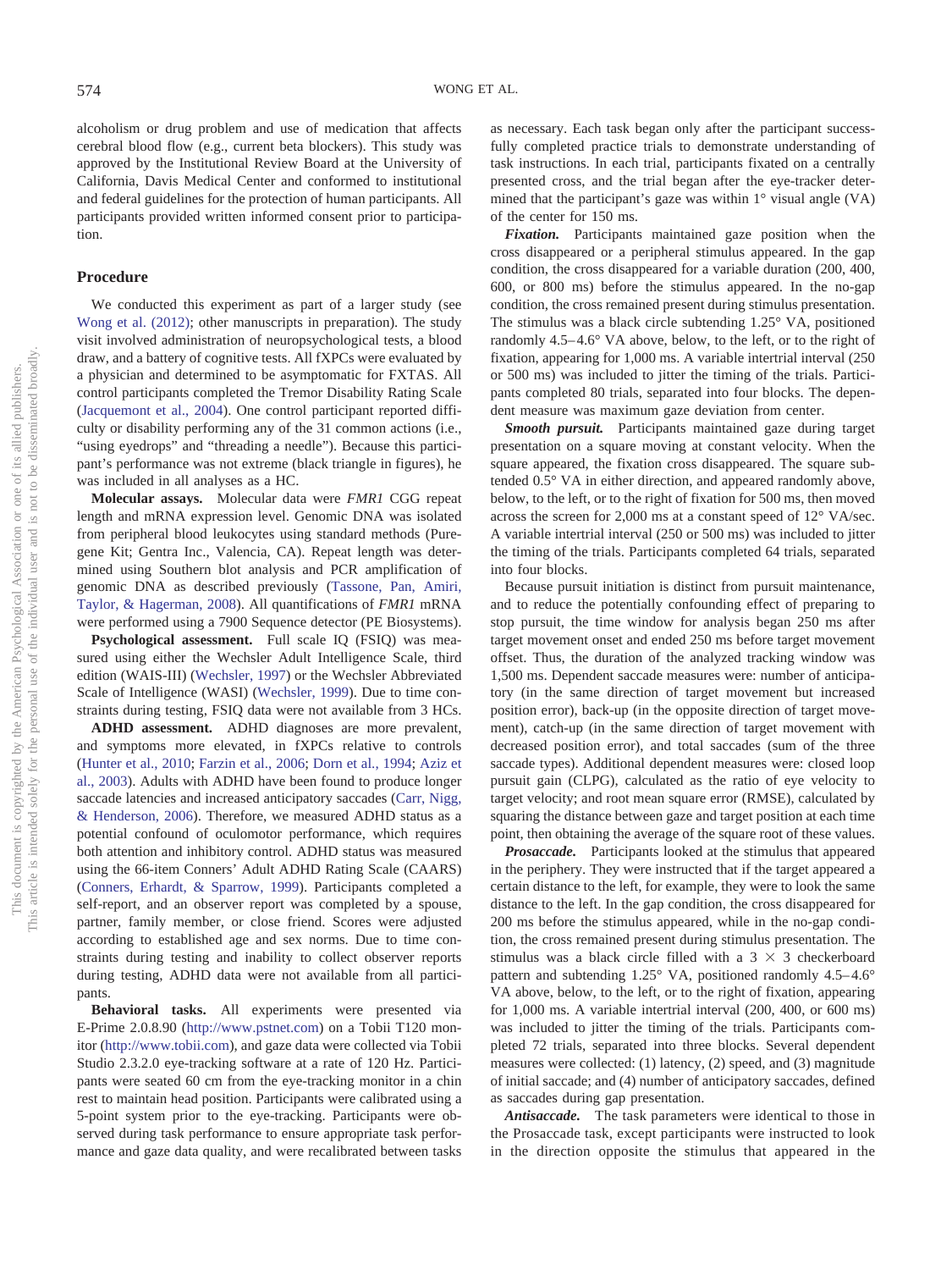alcoholism or drug problem and use of medication that affects cerebral blood flow (e.g., current beta blockers). This study was approved by the Institutional Review Board at the University of California, Davis Medical Center and conformed to institutional and federal guidelines for the protection of human participants. All participants provided written informed consent prior to participation.

## Procedure

We conducted this experiment as part of a larger study (see Wong et al. (2012); other manuscripts in preparation). The study visit involved administration of neuropsychological tests, a blood draw, and a battery of cognitive tests. All fXPCs were evaluated by a physician and determined to be asymptomatic for FXTAS. All control participants completed the Tremor Disability Rating Scale (Jacquemont et al., 2004). One control participant reported difficulty or disability performing any of the 31 common actions (i.e., "using eyedrops" and "threading a needle"). Because this participant's performance was not extreme (black triangle in figures), he was included in all analyses as a HC.

**Molecular assays.** Molecular data were *FMR1* CGG repeat length and mRNA expression level. Genomic DNA was isolated from peripheral blood leukocytes using standard methods (Puregene Kit; Gentra Inc., Valencia, CA). Repeat length was determined using Southern blot analysis and PCR amplification of genomic DNA as described previously (Tassone, Pan, Amiri, Taylor, & Hagerman, 2008). All quantifications of *FMR1* mRNA were performed using a 7900 Sequence detector (PE Biosystems).

**Psychological assessment.** Full scale IQ (FSIQ) was measured using either the Wechsler Adult Intelligence Scale, third edition (WAIS-III) (Wechsler, 1997) or the Wechsler Abbreviated Scale of Intelligence (WASI) (Wechsler, 1999). Due to time constraints during testing, FSIQ data were not available from 3 HCs.

**ADHD assessment.** ADHD diagnoses are more prevalent, and symptoms more elevated, in fXPCs relative to controls (Hunter et al., 2010; Farzin et al., 2006; Dorn et al., 1994; Aziz et al., 2003). Adults with ADHD have been found to produce longer saccade latencies and increased anticipatory saccades (Carr, Nigg, & Henderson, 2006). Therefore, we measured ADHD status as a potential confound of oculomotor performance, which requires both attention and inhibitory control. ADHD status was measured using the 66-item Conners' Adult ADHD Rating Scale (CAARS) (Conners, Erhardt, & Sparrow, 1999). Participants completed a self-report, and an observer report was completed by a spouse, partner, family member, or close friend. Scores were adjusted according to established age and sex norms. Due to time constraints during testing and inability to collect observer reports during testing, ADHD data were not available from all participants.

**Behavioral tasks.** All experiments were presented via E-Prime 2.0.8.90 (http://www.pstnet.com) on a Tobii T120 monitor (http://www.tobii.com), and gaze data were collected via Tobii Studio 2.3.2.0 eye-tracking software at a rate of 120 Hz. Participants were seated 60 cm from the eye-tracking monitor in a chin rest to maintain head position. Participants were calibrated using a 5-point system prior to the eye-tracking. Participants were observed during task performance to ensure appropriate task performance and gaze data quality, and were recalibrated between tasks as necessary. Each task began only after the participant successfully completed practice trials to demonstrate understanding of task instructions. In each trial, participants fixated on a centrally presented cross, and the trial began after the eye-tracker determined that the participant's gaze was within 1° visual angle (VA) of the center for 150 ms.

***Fixation.*** Participants maintained gaze position when the cross disappeared or a peripheral stimulus appeared. In the gap condition, the cross disappeared for a variable duration (200, 400, 600, or 800 ms) before the stimulus appeared. In the no-gap condition, the cross remained present during stimulus presentation. The stimulus was a black circle subtending 1.25° VA, positioned randomly 4.5–4.6° VA above, below, to the left, or to the right of fixation, appearing for 1,000 ms. A variable intertrial interval (250 or 500 ms) was included to jitter the timing of the trials. Participants completed 80 trials, separated into four blocks. The dependent measure was maximum gaze deviation from center.

***Smooth pursuit.*** Participants maintained gaze during target presentation on a square moving at constant velocity. When the square appeared, the fixation cross disappeared. The square subtended 0.5° VA in either direction, and appeared randomly above, below, to the left, or to the right of fixation for 500 ms, then moved across the screen for 2,000 ms at a constant speed of 12° VA/sec. A variable intertrial interval (250 or 500 ms) was included to jitter the timing of the trials. Participants completed 64 trials, separated into four blocks.

Because pursuit initiation is distinct from pursuit maintenance, and to reduce the potentially confounding effect of preparing to stop pursuit, the time window for analysis began 250 ms after target movement onset and ended 250 ms before target movement offset. Thus, the duration of the analyzed tracking window was 1,500 ms. Dependent saccade measures were: number of anticipatory (in the same direction of target movement but increased position error), back-up (in the opposite direction of target movement), catch-up (in the same direction of target movement with decreased position error), and total saccades (sum of the three saccade types). Additional dependent measures were: closed loop pursuit gain (CLPG), calculated as the ratio of eye velocity to target velocity; and root mean square error (RMSE), calculated by squaring the distance between gaze and target position at each time point, then obtaining the average of the square root of these values.

***Prosaccade.*** Participants looked at the stimulus that appeared in the periphery. They were instructed that if the target appeared a certain distance to the left, for example, they were to look the same distance to the left. In the gap condition, the cross disappeared for 200 ms before the stimulus appeared, while in the no-gap condition, the cross remained present during stimulus presentation. The stimulus was a black circle filled with a 3 × 3 checkerboard pattern and subtending 1.25° VA, positioned randomly 4.5–4.6° VA above, below, to the left, or to the right of fixation, appearing for 1,000 ms. A variable intertrial interval (200, 400, or 600 ms) was included to jitter the timing of the trials. Participants completed 72 trials, separated into three blocks. Several dependent measures were collected: (1) latency, (2) speed, and (3) magnitude of initial saccade; and (4) number of anticipatory saccades, defined as saccades during gap presentation.

***Antisaccade.*** The task parameters were identical to those in the Prosaccade task, except participants were instructed to look in the direction opposite the stimulus that appeared in the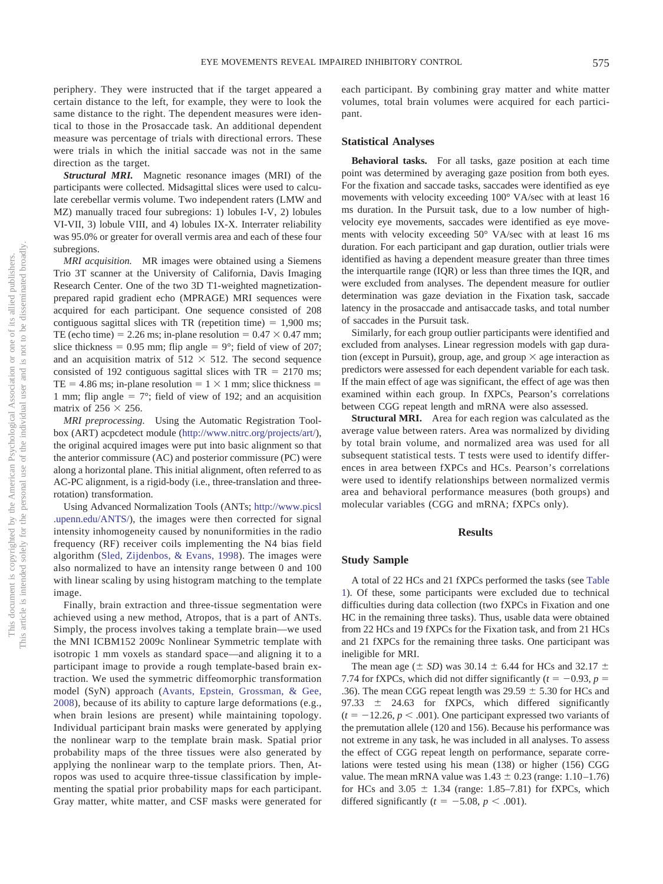periphery. They were instructed that if the target appeared a certain distance to the left, for example, they were to look the same distance to the right. The dependent measures were identical to those in the Prosaccade task. An additional dependent measure was percentage of trials with directional errors. These were trials in which the initial saccade was not in the same direction as the target.

***Structural MRI.*** Magnetic resonance images (MRI) of the participants were collected. Midsagittal slices were used to calculate cerebellar vermis volume. Two independent raters (LMW and MZ) manually traced four subregions: 1) lobules I-V, 2) lobules VI-VII, 3) lobule VIII, and 4) lobules IX-X. Interrater reliability was 95.0% or greater for overall vermis area and each of these four subregions.

*MRI acquisition.* MR images were obtained using a Siemens Trio 3T scanner at the University of California, Davis Imaging Research Center. One of the two 3D T1-weighted magnetization-prepared rapid gradient echo (MPRAGE) MRI sequences were acquired for each participant. One sequence consisted of 208 contiguous sagittal slices with TR (repetition time) = 1,900 ms; TE (echo time) = 2.26 ms; in-plane resolution = $0.47 \times 0.47$ mm; slice thickness = 0.95 mm; flip angle = 9°; field of view of 207; and an acquisition matrix of $512 \times 512$. The second sequence consisted of 192 contiguous sagittal slices with TR = 2170 ms; TE = 4.86 ms; in-plane resolution = $1 \times 1$ mm; slice thickness = 1 mm; flip angle = 7°; field of view of 192; and an acquisition matrix of $256 \times 256$.

*MRI preprocessing.* Using the Automatic Registration Toolbox (ART) acpcdetect module (http://www.nitrc.org/projects/art/), the original acquired images were put into basic alignment so that the anterior commissure (AC) and posterior commissure (PC) were along a horizontal plane. This initial alignment, often referred to as AC-PC alignment, is a rigid-body (i.e., three-translation and three-rotation) transformation.

Using Advanced Normalization Tools (ANTs; http://www.picsl.upenn.edu/ANTS/), the images were then corrected for signal intensity inhomogeneity caused by nonuniformities in the radio frequency (RF) receiver coils implementing the N4 bias field algorithm (Sled, Zijdenbos, & Evans, 1998). The images were also normalized to have an intensity range between 0 and 100 with linear scaling by using histogram matching to the template image.

Finally, brain extraction and three-tissue segmentation were achieved using a new method, Atropos, that is a part of ANTs. Simply, the process involves taking a template brain—we used the MNI ICBM152 2009c Nonlinear Symmetric template with isotropic 1 mm voxels as standard space—and aligning it to a participant image to provide a rough template-based brain extraction. We used the symmetric diffeomorphic transformation model (SyN) approach (Avants, Epstein, Grossman, & Gee, 2008), because of its ability to capture large deformations (e.g., when brain lesions are present) while maintaining topology. Individual participant brain masks were generated by applying the nonlinear warp to the template brain mask. Spatial prior probability maps of the three tissues were also generated by applying the nonlinear warp to the template priors. Then, Atropos was used to acquire three-tissue classification by implementing the spatial prior probability maps for each participant. Gray matter, white matter, and CSF masks were generated for each participant. By combining gray matter and white matter volumes, total brain volumes were acquired for each participant.

## Statistical Analyses

**Behavioral tasks.** For all tasks, gaze position at each time point was determined by averaging gaze position from both eyes. For the fixation and saccade tasks, saccades were identified as eye movements with velocity exceeding 100° VA/sec with at least 16 ms duration. In the Pursuit task, due to a low number of high-velocity eye movements, saccades were identified as eye movements with velocity exceeding 50° VA/sec with at least 16 ms duration. For each participant and gap duration, outlier trials were identified as having a dependent measure greater than three times the interquartile range (IQR) or less than three times the IQR, and were excluded from analyses. The dependent measure for outlier determination was gaze deviation in the Fixation task, saccade latency in the prosaccade and antisaccade tasks, and total number of saccades in the Pursuit task.

Similarly, for each group outlier participants were identified and excluded from analyses. Linear regression models with gap duration (except in Pursuit), group, age, and group × age interaction as predictors were assessed for each dependent variable for each task. If the main effect of age was significant, the effect of age was then examined within each group. In fXPCs, Pearson's correlations between CGG repeat length and mRNA were also assessed.

**Structural MRI.** Area for each region was calculated as the average value between raters. Area was normalized by dividing by total brain volume, and normalized area was used for all subsequent statistical tests. T tests were used to identify differences in area between fXPCs and HCs. Pearson's correlations were used to identify relationships between normalized vermis area and behavioral performance measures (both groups) and molecular variables (CGG and mRNA; fXPCs only).

# Results

## Study Sample

A total of 22 HCs and 21 fXPCs performed the tasks (see Table 1). Of these, some participants were excluded due to technical difficulties during data collection (two fXPCs in Fixation and one HC in the remaining three tasks). Thus, usable data were obtained from 22 HCs and 19 fXPCs for the Fixation task, and from 21 HCs and 21 fXPCs for the remaining three tasks. One participant was ineligible for MRI.

The mean age ($\pm$ *SD*) was 30.14 $\pm$ 6.44 for HCs and 32.17 $\pm$ 7.74 for fXPCs, which did not differ significantly ($t = -0.93$, $p = .36$). The mean CGG repeat length was 29.59 $\pm$ 5.30 for HCs and 97.33 $\pm$ 24.63 for fXPCs, which differed significantly ($t = -12.26$, $p < .001$). One participant expressed two variants of the premutation allele (120 and 156). Because his performance was not extreme in any task, he was included in all analyses. To assess the effect of CGG repeat length on performance, separate correlations were tested using his mean (138) or higher (156) CGG value. The mean mRNA value was 1.43 $\pm$ 0.23 (range: 1.10–1.76) for HCs and 3.05 $\pm$ 1.34 (range: 1.85–7.81) for fXPCs, which differed significantly ($t = -5.08$, $p < .001$).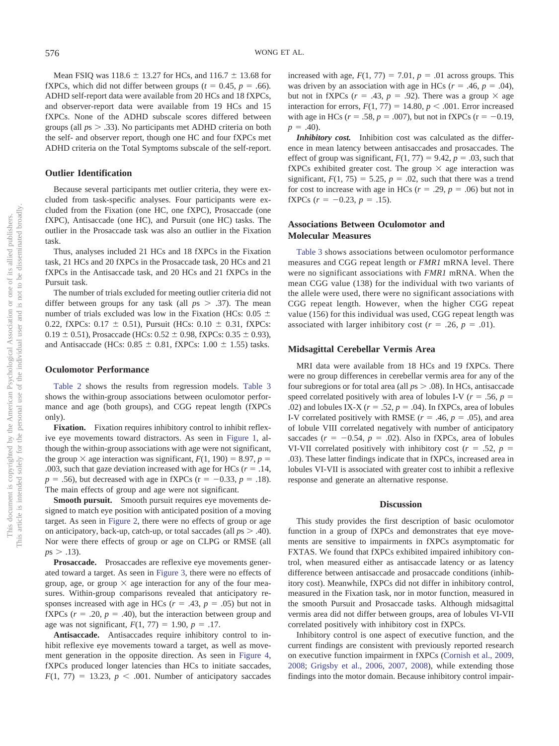Mean FSIQ was 118.6 ± 13.27 for HCs, and 116.7 ± 13.68 for fXPCs, which did not differ between groups ($t = 0.45$, $p = .66$). ADHD self-report data were available from 20 HCs and 18 fXPCs, and observer-report data were available from 19 HCs and 15 fXPCs. None of the ADHD subscale scores differed between groups (all $p\text{s} > .33$). No participants met ADHD criteria on both the self- and observer report, though one HC and four fXPCs met ADHD criteria on the Total Symptoms subscale of the self-report.

### Outlier Identification

Because several participants met outlier criteria, they were excluded from task-specific analyses. Four participants were excluded from the Fixation (one HC, one fXPC), Prosaccade (one fXPC), Antisaccade (one HC), and Pursuit (one HC) tasks. The outlier in the Prosaccade task was also an outlier in the Fixation task.

Thus, analyses included 21 HCs and 18 fXPCs in the Fixation task, 21 HCs and 20 fXPCs in the Prosaccade task, 20 HCs and 21 fXPCs in the Antisaccade task, and 20 HCs and 21 fXPCs in the Pursuit task.

The number of trials excluded for meeting outlier criteria did not differ between groups for any task (all $p\text{s} > .37$). The mean number of trials excluded was low in the Fixation (HCs: 0.05 ± 0.22, fXPCs: 0.17 ± 0.51), Pursuit (HCs: 0.10 ± 0.31, fXPCs: 0.19 ± 0.51), Prosaccade (HCs: 0.52 ± 0.98, fXPCs: 0.35 ± 0.93), and Antisaccade (HCs: 0.85 ± 0.81, fXPCs: 1.00 ± 1.55) tasks.

### Oculomotor Performance

Table 2 shows the results from regression models. Table 3 shows the within-group associations between oculomotor performance and age (both groups), and CGG repeat length (fXPCs only).

**Fixation.** Fixation requires inhibitory control to inhibit reflexive eye movements toward distractors. As seen in Figure 1, although the within-group associations with age were not significant, the group × age interaction was significant, $F(1, 190) = 8.97$, $p = .003$, such that gaze deviation increased with age for HCs ($r = .14$, $p = .56$), but decreased with age in fXPCs ($r = -0.33$, $p = .18$). The main effects of group and age were not significant.

**Smooth pursuit.** Smooth pursuit requires eye movements designed to match eye position with anticipated position of a moving target. As seen in Figure 2, there were no effects of group or age on anticipatory, back-up, catch-up, or total saccades (all $p\text{s} > .40$). Nor were there effects of group or age on CLPG or RMSE (all $p\text{s} > .13$).

**Prosaccade.** Prosaccades are reflexive eye movements generated toward a target. As seen in Figure 3, there were no effects of group, age, or group × age interaction for any of the four measures. Within-group comparisons revealed that anticipatory responses increased with age in HCs ($r = .43$, $p = .05$) but not in fXPCs ($r = .20$, $p = .40$), but the interaction between group and age was not significant, $F(1, 77) = 1.90$, $p = .17$.

**Antisaccade.** Antisaccades require inhibitory control to inhibit reflexive eye movements toward a target, as well as movement generation in the opposite direction. As seen in Figure 4, fXPCs produced longer latencies than HCs to initiate saccades, $F(1, 77) = 13.23$, $p < .001$. Number of anticipatory saccades increased with age, $F(1, 77) = 7.01$, $p = .01$ across groups. This was driven by an association with age in HCs ($r = .46$, $p = .04$), but not in fXPCs ($r = .43$, $p = .92$). There was a group × age interaction for errors, $F(1, 77) = 14.80$, $p < .001$. Error increased with age in HCs ($r = .58$, $p = .007$), but not in fXPCs ($r = -0.19$, $p = .40$).

***Inhibitory cost.*** Inhibition cost was calculated as the difference in mean latency between antisaccades and prosaccades. The effect of group was significant, $F(1, 77) = 9.42$, $p = .03$, such that fXPCs exhibited greater cost. The group × age interaction was significant, $F(1, 75) = 5.25$, $p = .02$, such that there was a trend for cost to increase with age in HCs ($r = .29$, $p = .06$) but not in fXPCs ($r = -0.23$, $p = .15$).

### Associations Between Oculomotor and Molecular Measures

Table 3 shows associations between oculomotor performance measures and CGG repeat length or *FMR1* mRNA level. There were no significant associations with *FMR1* mRNA. When the mean CGG value (138) for the individual with two variants of the allele were used, there were no significant associations with CGG repeat length. However, when the higher CGG repeat value (156) for this individual was used, CGG repeat length was associated with larger inhibitory cost ($r = .26$, $p = .01$).

### Midsagittal Cerebellar Vermis Area

MRI data were available from 18 HCs and 19 fXPCs. There were no group differences in cerebellar vermis area for any of the four subregions or for total area (all $p\text{s} > .08$). In HCs, antisaccade speed correlated positively with area of lobules I-V ($r = .56$, $p = .02$) and lobules IX-X ($r = .52$, $p = .04$). In fXPCs, area of lobules I-V correlated positively with RMSE ($r = .46$, $p = .05$), and area of lobule VIII correlated negatively with number of anticipatory saccades ($r = -0.54$, $p = .02$). Also in fXPCs, area of lobules VI-VII correlated positively with inhibitory cost ($r = .52$, $p = .03$). These latter findings indicate that in fXPCs, increased area in lobules VI-VII is associated with greater cost to inhibit a reflexive response and generate an alternative response.

## Discussion

This study provides the first description of basic oculomotor function in a group of fXPCs and demonstrates that eye movements are sensitive to impairments in fXPCs asymptomatic for FXTAS. We found that fXPCs exhibited impaired inhibitory control, when measured either as antisaccade latency or as latency difference between antisaccade and prosaccade conditions (inhibitory cost). Meanwhile, fXPCs did not differ in inhibitory control, measured in the Fixation task, nor in motor function, measured in the smooth Pursuit and Prosaccade tasks. Although midsagittal vermis area did not differ between groups, area of lobules VI-VII correlated positively with inhibitory cost in fXPCs.

Inhibitory control is one aspect of executive function, and the current findings are consistent with previously reported research on executive function impairment in fXPCs (Cornish et al., 2009, 2008; Grigsby et al., 2006, 2007, 2008), while extending those findings into the motor domain. Because inhibitory control impair-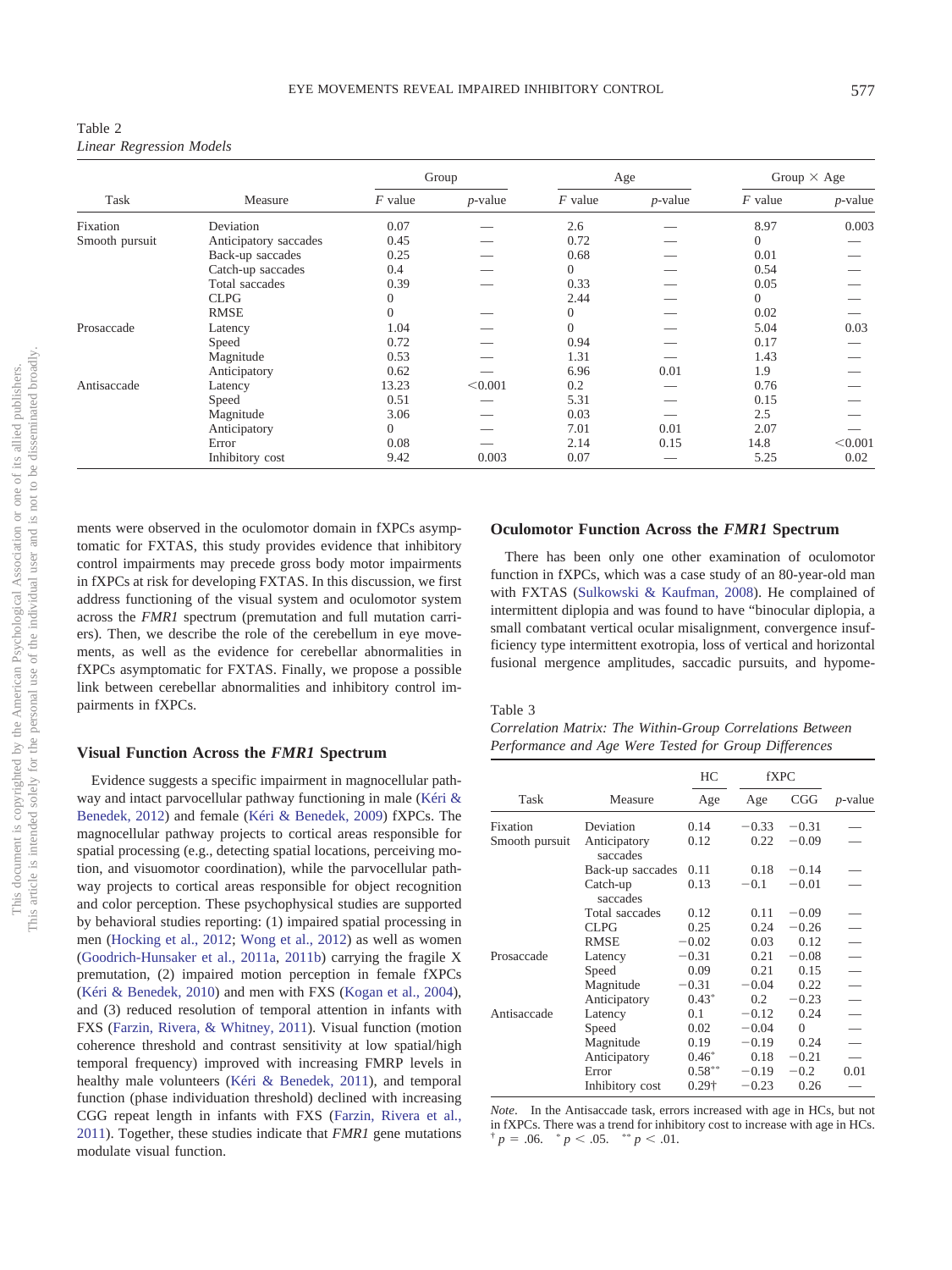Table 2
*Linear Regression Models*

| Task | Measure | Group | | Age | | Group × Age | |
|---|---|---|---|---|---|---|---|
| | | *F* value | *p*-value | *F* value | *p*-value | *F* value | *p*-value |
| Fixation | Deviation | 0.07 | — | 2.6 | — | 8.97 | 0.003 |
| Smooth pursuit | Anticipatory saccades | 0.45 | — | 0.72 | — | 0 | — |
| | Back-up saccades | 0.25 | — | 0.68 | — | 0.01 | — |
| | Catch-up saccades | 0.4 | — | 0 | — | 0.54 | — |
| | Total saccades | 0.39 | — | 0.33 | — | 0.05 | — |
| | CLPG | 0 | | 2.44 | — | 0 | — |
| | RMSE | 0 | — | 0 | — | 0.02 | — |
| Prosaccade | Latency | 1.04 | — | 0 | — | 5.04 | 0.03 |
| | Speed | 0.72 | — | 0.94 | — | 0.17 | — |
| | Magnitude | 0.53 | — | 1.31 | — | 1.43 | — |
| | Anticipatory | 0.62 | — | 6.96 | 0.01 | 1.9 | — |
| Antisaccade | Latency | 13.23 | <0.001 | 0.2 | — | 0.76 | — |
| | Speed | 0.51 | — | 5.31 | — | 0.15 | — |
| | Magnitude | 3.06 | — | 0.03 | — | 2.5 | — |
| | Anticipatory | 0 | — | 7.01 | 0.01 | 2.07 | — |
| | Error | 0.08 | — | 2.14 | 0.15 | 14.8 | <0.001 |
| | Inhibitory cost | 9.42 | 0.003 | 0.07 | — | 5.25 | 0.02 |

ments were observed in the oculomotor domain in fXPCs asymptomatic for FXTAS, this study provides evidence that inhibitory control impairments may precede gross body motor impairments in fXPCs at risk for developing FXTAS. In this discussion, we first address functioning of the visual system and oculomotor system across the *FMR1* spectrum (premutation and full mutation carriers). Then, we describe the role of the cerebellum in eye movements, as well as the evidence for cerebellar abnormalities in fXPCs asymptomatic for FXTAS. Finally, we propose a possible link between cerebellar abnormalities and inhibitory control impairments in fXPCs.

## Visual Function Across the *FMR1* Spectrum

Evidence suggests a specific impairment in magnocellular pathway and intact parvocellular pathway functioning in male (Kéri & Benedek, 2012) and female (Kéri & Benedek, 2009) fXPCs. The magnocellular pathway projects to cortical areas responsible for spatial processing (e.g., detecting spatial locations, perceiving motion, and visuomotor coordination), while the parvocellular pathway projects to cortical areas responsible for object recognition and color perception. These psychophysical studies are supported by behavioral studies reporting: (1) impaired spatial processing in men (Hocking et al., 2012; Wong et al., 2012) as well as women (Goodrich-Hunsaker et al., 2011a, 2011b) carrying the fragile X premutation, (2) impaired motion perception in female fXPCs (Kéri & Benedek, 2010) and men with FXS (Kogan et al., 2004), and (3) reduced resolution of temporal attention in infants with FXS (Farzin, Rivera, & Whitney, 2011). Visual function (motion coherence threshold and contrast sensitivity at low spatial/high temporal frequency) improved with increasing FMRP levels in healthy male volunteers (Kéri & Benedek, 2011), and temporal function (phase individuation threshold) declined with increasing CGG repeat length in infants with FXS (Farzin, Rivera et al., 2011). Together, these studies indicate that *FMR1* gene mutations modulate visual function.

## Oculomotor Function Across the *FMR1* Spectrum

There has been only one other examination of oculomotor function in fXPCs, which was a case study of an 80-year-old man with FXTAS (Sulkowski & Kaufman, 2008). He complained of intermittent diplopia and was found to have "binocular diplopia, a small combatant vertical ocular misalignment, convergence insufficiency type intermittent exotropia, loss of vertical and horizontal fusional mergence amplitudes, saccadic pursuits, and hypome-

Table 3
*Correlation Matrix: The Within-Group Correlations Between Performance and Age Were Tested for Group Differences*

| Task | Measure | HC | fXPC | | *p*-value |
|---|---|---|---|---|---|
| | | Age | Age | CGG | |
| Fixation | Deviation | 0.14 | −0.33 | −0.31 | — |
| Smooth pursuit | Anticipatory saccades | 0.12 | 0.22 | −0.09 | — |
| | Back-up saccades | 0.11 | 0.18 | −0.14 | — |
| | Catch-up saccades | 0.13 | −0.1 | −0.01 | — |
| | Total saccades | 0.12 | 0.11 | −0.09 | — |
| | CLPG | 0.25 | 0.24 | −0.26 | — |
| | RMSE | −0.02 | 0.03 | 0.12 | — |
| Prosaccade | Latency | −0.31 | 0.21 | −0.08 | — |
| | Speed | 0.09 | 0.21 | 0.15 | — |
| | Magnitude | −0.31 | −0.04 | 0.22 | — |
| | Anticipatory | 0.43* | 0.2 | −0.23 | — |
| Antisaccade | Latency | 0.1 | −0.12 | 0.24 | — |
| | Speed | 0.02 | −0.04 | 0 | — |
| | Magnitude | 0.19 | −0.19 | 0.24 | — |
| | Anticipatory | 0.46* | 0.18 | −0.21 | — |
| | Error | 0.58** | −0.19 | −0.2 | 0.01 |
| | Inhibitory cost | 0.29† | −0.23 | 0.26 | — |

*Note.* In the Antisaccade task, errors increased with age in HCs, but not in fXPCs. There was a trend for inhibitory cost to increase with age in HCs.
† $p = .06$. * $p < .05$. ** $p < .01$.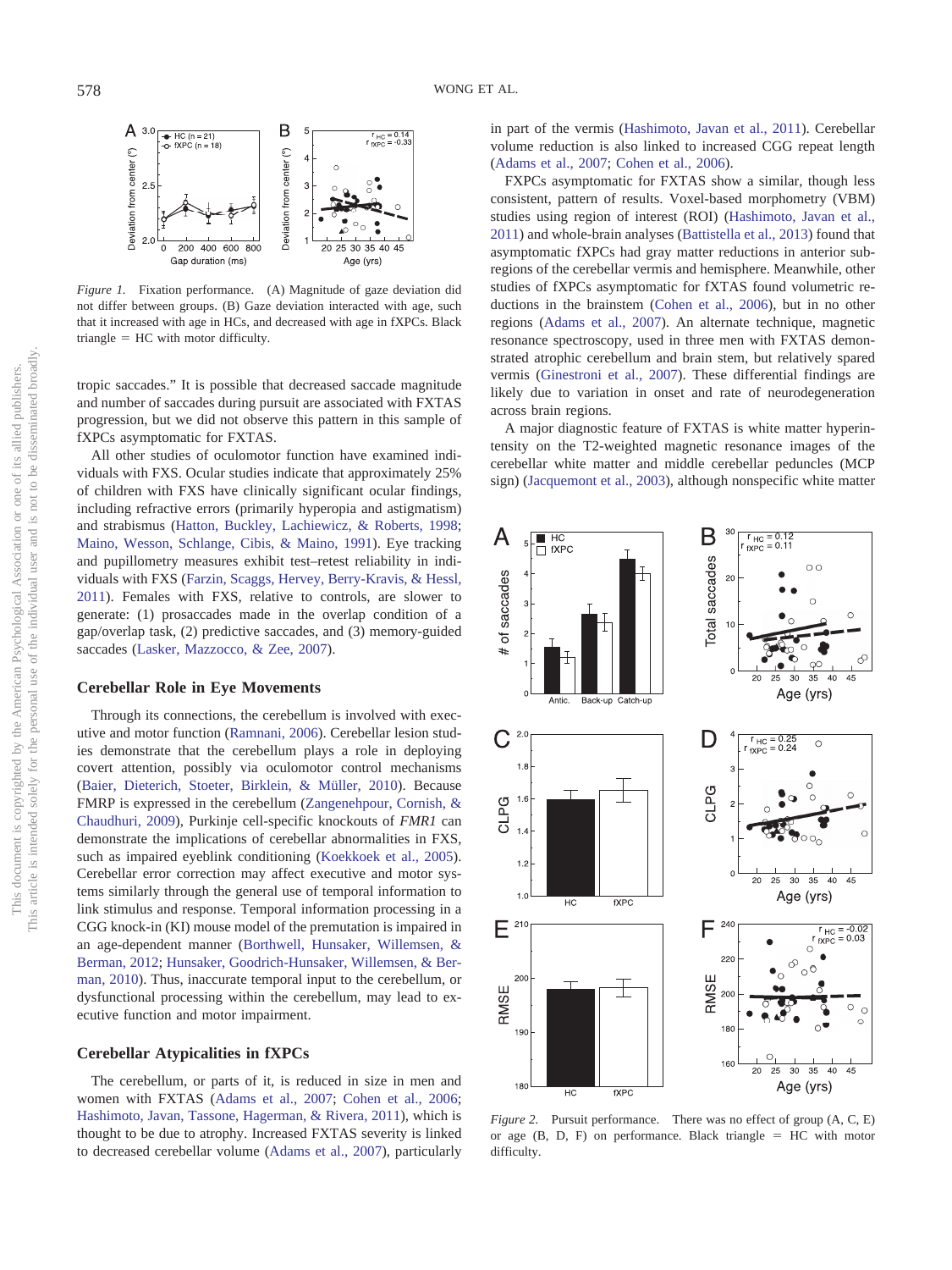*Figure 1.* Fixation performance. (A) Magnitude of gaze deviation did not differ between groups. (B) Gaze deviation interacted with age, such that it increased with age in HCs, and decreased with age in fXPCs. Black triangle = HC with motor difficulty.

tropic saccades." It is possible that decreased saccade magnitude and number of saccades during pursuit are associated with FXTAS progression, but we did not observe this pattern in this sample of fXPCs asymptomatic for FXTAS.

All other studies of oculomotor function have examined individuals with FXS. Ocular studies indicate that approximately 25% of children with FXS have clinically significant ocular findings, including refractive errors (primarily hyperopia and astigmatism) and strabismus (Hatton, Buckley, Lachiewicz, & Roberts, 1998; Maino, Wesson, Schlange, Cibis, & Maino, 1991). Eye tracking and pupillometry measures exhibit test–retest reliability in individuals with FXS (Farzin, Scaggs, Hervey, Berry-Kravis, & Hessl, 2011). Females with FXS, relative to controls, are slower to generate: (1) prosaccades made in the overlap condition of a gap/overlap task, (2) predictive saccades, and (3) memory-guided saccades (Lasker, Mazzocco, & Zee, 2007).

## Cerebellar Role in Eye Movements

Through its connections, the cerebellum is involved with executive and motor function (Ramnani, 2006). Cerebellar lesion studies demonstrate that the cerebellum plays a role in deploying covert attention, possibly via oculomotor control mechanisms (Baier, Dieterich, Stoeter, Birklein, & Müller, 2010). Because FMRP is expressed in the cerebellum (Zangenehpour, Cornish, & Chaudhuri, 2009), Purkinje cell-specific knockouts of *FMR1* can demonstrate the implications of cerebellar abnormalities in FXS, such as impaired eyeblink conditioning (Koekkoek et al., 2005). Cerebellar error correction may affect executive and motor systems similarly through the general use of temporal information to link stimulus and response. Temporal information processing in a CGG knock-in (KI) mouse model of the premutation is impaired in an age-dependent manner (Borthwell, Hunsaker, Willemsen, & Berman, 2012; Hunsaker, Goodrich-Hunsaker, Willemsen, & Berman, 2010). Thus, inaccurate temporal input to the cerebellum, or dysfunctional processing within the cerebellum, may lead to executive function and motor impairment.

## Cerebellar Atypicalities in fXPCs

The cerebellum, or parts of it, is reduced in size in men and women with FXTAS (Adams et al., 2007; Cohen et al., 2006; Hashimoto, Javan, Tassone, Hagerman, & Rivera, 2011), which is thought to be due to atrophy. Increased FXTAS severity is linked to decreased cerebellar volume (Adams et al., 2007), particularly in part of the vermis (Hashimoto, Javan et al., 2011). Cerebellar volume reduction is also linked to increased CGG repeat length (Adams et al., 2007; Cohen et al., 2006).

FXPCs asymptomatic for FXTAS show a similar, though less consistent, pattern of results. Voxel-based morphometry (VBM) studies using region of interest (ROI) (Hashimoto, Javan et al., 2011) and whole-brain analyses (Battistella et al., 2013) found that asymptomatic fXPCs had gray matter reductions in anterior subregions of the cerebellar vermis and hemisphere. Meanwhile, other studies of fXPCs asymptomatic for fXTAS found volumetric reductions in the brainstem (Cohen et al., 2006), but in no other regions (Adams et al., 2007). An alternate technique, magnetic resonance spectroscopy, used in three men with FXTAS demonstrated atrophic cerebellum and brain stem, but relatively spared vermis (Ginestroni et al., 2007). These differential findings are likely due to variation in onset and rate of neurodegeneration across brain regions.

A major diagnostic feature of FXTAS is white matter hyperintensity on the T2-weighted magnetic resonance images of the cerebellar white matter and middle cerebellar peduncles (MCP sign) (Jacquemont et al., 2003), although nonspecific white matter

*Figure 2.* Pursuit performance. There was no effect of group (A, C, E) or age (B, D, F) on performance. Black triangle = HC with motor difficulty.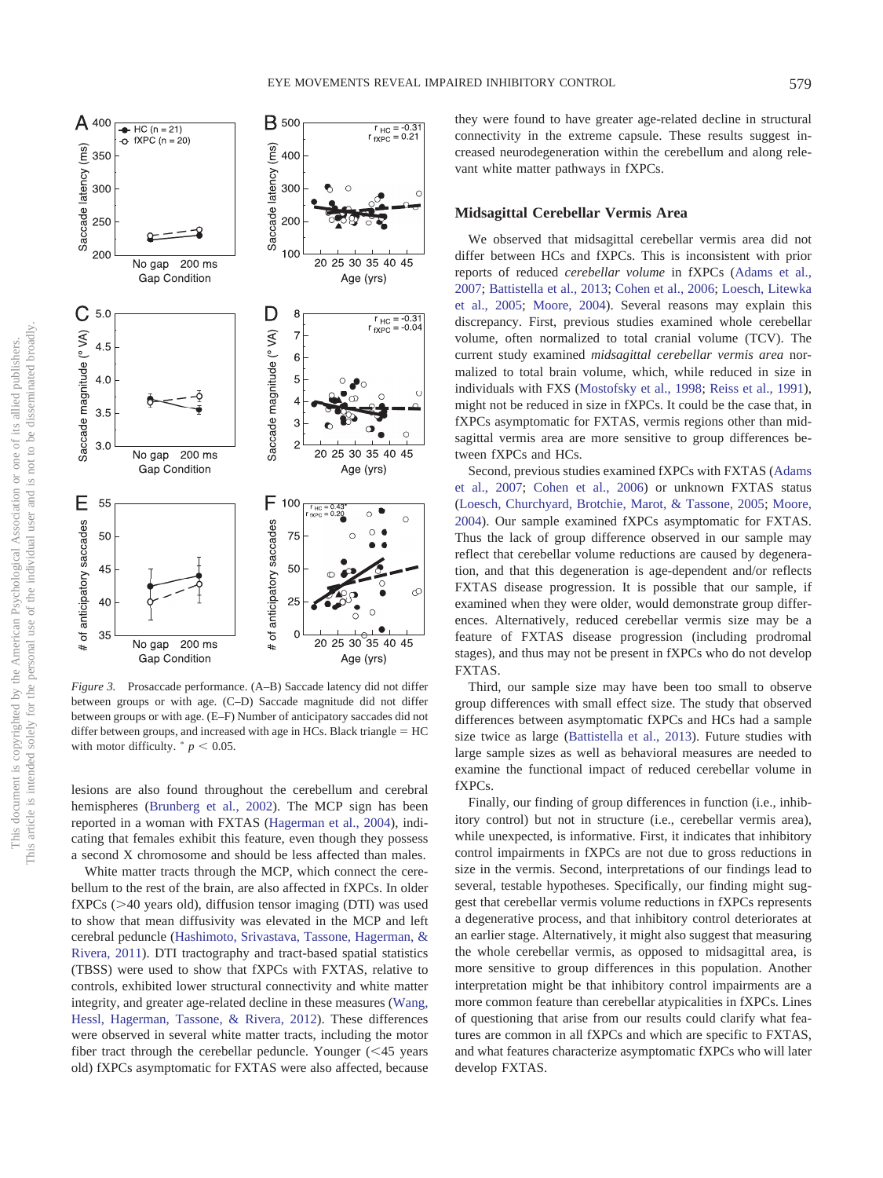*Figure 3.* Prosaccade performance. (A–B) Saccade latency did not differ between groups or with age. (C–D) Saccade magnitude did not differ between groups or with age. (E–F) Number of anticipatory saccades did not differ between groups, and increased with age in HCs. Black triangle = HC with motor difficulty. * $p < 0.05$.

lesions are also found throughout the cerebellum and cerebral hemispheres (Brunberg et al., 2002). The MCP sign has been reported in a woman with FXTAS (Hagerman et al., 2004), indicating that females exhibit this feature, even though they possess a second X chromosome and should be less affected than males.

White matter tracts through the MCP, which connect the cerebellum to the rest of the brain, are also affected in fXPCs. In older fXPCs (>40 years old), diffusion tensor imaging (DTI) was used to show that mean diffusivity was elevated in the MCP and left cerebral peduncle (Hashimoto, Srivastava, Tassone, Hagerman, & Rivera, 2011). DTI tractography and tract-based spatial statistics (TBSS) were used to show that fXPCs with FXTAS, relative to controls, exhibited lower structural connectivity and white matter integrity, and greater age-related decline in these measures (Wang, Hessl, Hagerman, Tassone, & Rivera, 2012). These differences were observed in several white matter tracts, including the motor fiber tract through the cerebellar peduncle. Younger (<45 years old) fXPCs asymptomatic for FXTAS were also affected, because they were found to have greater age-related decline in structural connectivity in the extreme capsule. These results suggest increased neurodegeneration within the cerebellum and along relevant white matter pathways in fXPCs.

## Midsagittal Cerebellar Vermis Area

We observed that midsagittal cerebellar vermis area did not differ between HCs and fXPCs. This is inconsistent with prior reports of reduced *cerebellar volume* in fXPCs (Adams et al., 2007; Battistella et al., 2013; Cohen et al., 2006; Loesch, Litewka et al., 2005; Moore, 2004). Several reasons may explain this discrepancy. First, previous studies examined whole cerebellar volume, often normalized to total cranial volume (TCV). The current study examined *midsagittal cerebellar vermis area* normalized to total brain volume, which, while reduced in size in individuals with FXS (Mostofsky et al., 1998; Reiss et al., 1991), might not be reduced in size in fXPCs. It could be the case that, in fXPCs asymptomatic for FXTAS, vermis regions other than midsagittal vermis area are more sensitive to group differences between fXPCs and HCs.

Second, previous studies examined fXPCs with FXTAS (Adams et al., 2007; Cohen et al., 2006) or unknown FXTAS status (Loesch, Churchyard, Brotchie, Marot, & Tassone, 2005; Moore, 2004). Our sample examined fXPCs asymptomatic for FXTAS. Thus the lack of group difference observed in our sample may reflect that cerebellar volume reductions are caused by degeneration, and that this degeneration is age-dependent and/or reflects FXTAS disease progression. It is possible that our sample, if examined when they were older, would demonstrate group differences. Alternatively, reduced cerebellar vermis size may be a feature of FXTAS disease progression (including prodromal stages), and thus may not be present in fXPCs who do not develop FXTAS.

Third, our sample size may have been too small to observe group differences with small effect size. The study that observed differences between asymptomatic fXPCs and HCs had a sample size twice as large (Battistella et al., 2013). Future studies with large sample sizes as well as behavioral measures are needed to examine the functional impact of reduced cerebellar volume in fXPCs.

Finally, our finding of group differences in function (i.e., inhibitory control) but not in structure (i.e., cerebellar vermis area), while unexpected, is informative. First, it indicates that inhibitory control impairments in fXPCs are not due to gross reductions in size in the vermis. Second, interpretations of our findings lead to several, testable hypotheses. Specifically, our finding might suggest that cerebellar vermis volume reductions in fXPCs represents a degenerative process, and that inhibitory control deteriorates at an earlier stage. Alternatively, it might also suggest that measuring the whole cerebellar vermis, as opposed to midsagittal area, is more sensitive to group differences in this population. Another interpretation might be that inhibitory control impairments are a more common feature than cerebellar atypicalities in fXPCs. Lines of questioning that arise from our results could clarify what features are common in all fXPCs and which are specific to FXTAS, and what features characterize asymptomatic fXPCs who will later develop FXTAS.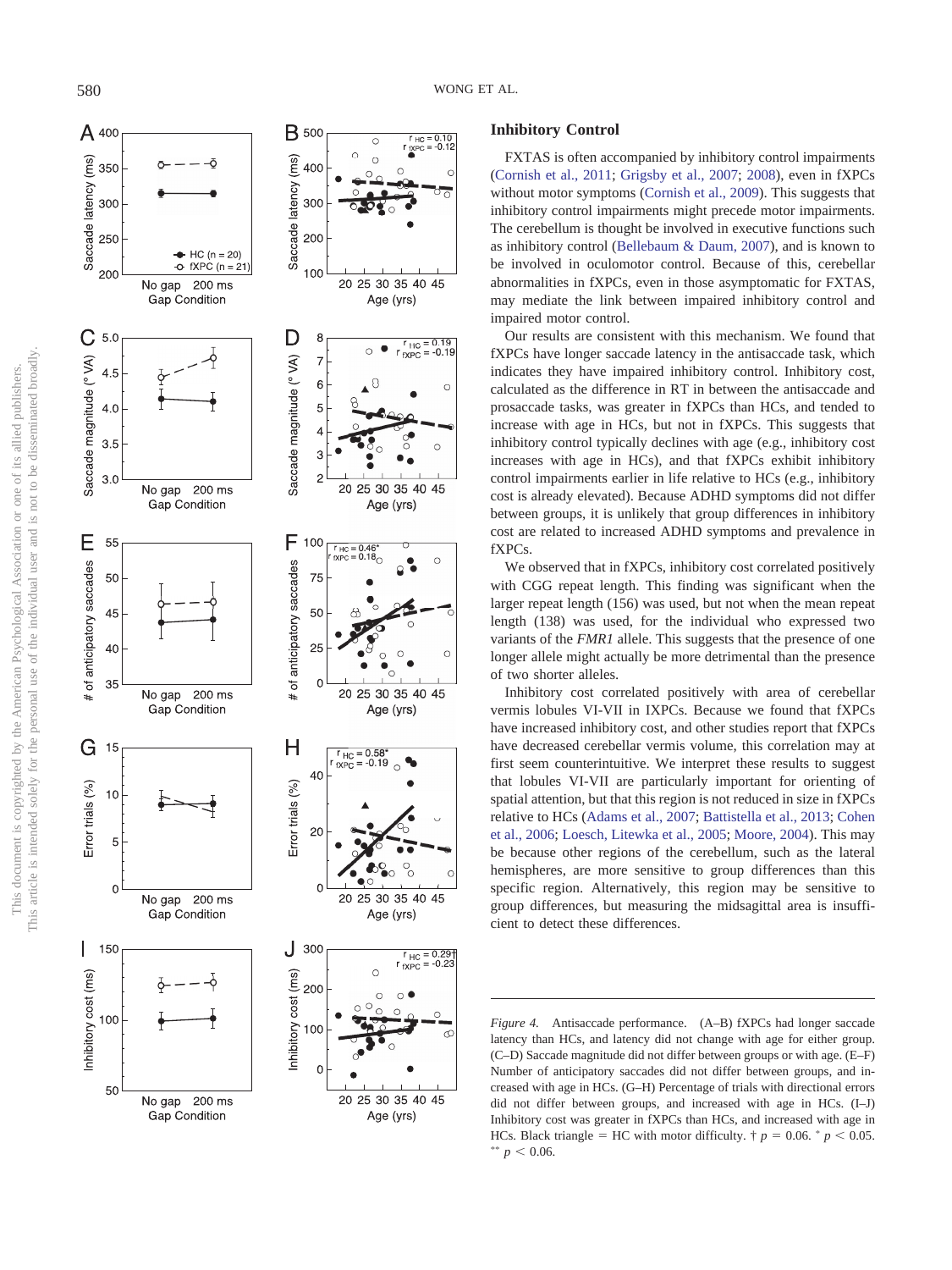## Inhibitory Control

FXTAS is often accompanied by inhibitory control impairments (Cornish et al., 2011; Grigsby et al., 2007; 2008), even in fXPCs without motor symptoms (Cornish et al., 2009). This suggests that inhibitory control impairments might precede motor impairments. The cerebellum is thought be involved in executive functions such as inhibitory control (Bellebaum & Daum, 2007), and is known to be involved in oculomotor control. Because of this, cerebellar abnormalities in fXPCs, even in those asymptomatic for FXTAS, may mediate the link between impaired inhibitory control and impaired motor control.

Our results are consistent with this mechanism. We found that fXPCs have longer saccade latency in the antisaccade task, which indicates they have impaired inhibitory control. Inhibitory cost, calculated as the difference in RT in between the antisaccade and prosaccade tasks, was greater in fXPCs than HCs, and tended to increase with age in HCs, but not in fXPCs. This suggests that inhibitory control typically declines with age (e.g., inhibitory cost increases with age in HCs), and that fXPCs exhibit inhibitory control impairments earlier in life relative to HCs (e.g., inhibitory cost is already elevated). Because ADHD symptoms did not differ between groups, it is unlikely that group differences in inhibitory cost are related to increased ADHD symptoms and prevalence in fXPCs.

We observed that in fXPCs, inhibitory cost correlated positively with CGG repeat length. This finding was significant when the larger repeat length (156) was used, but not when the mean repeat length (138) was used, for the individual who expressed two variants of the *FMR1* allele. This suggests that the presence of one longer allele might actually be more detrimental than the presence of two shorter alleles.

Inhibitory cost correlated positively with area of cerebellar vermis lobules VI-VII in fXPCs. Because we found that fXPCs have increased inhibitory cost, and other studies report that fXPCs have decreased cerebellar vermis volume, this correlation may at first seem counterintuitive. We interpret these results to suggest that lobules VI-VII are particularly important for orienting of spatial attention, but that this region is not reduced in size in fXPCs relative to HCs (Adams et al., 2007; Battistella et al., 2013; Cohen et al., 2006; Loesch, Litewka et al., 2005; Moore, 2004). This may be because other regions of the cerebellum, such as the lateral hemispheres, are more sensitive to group differences than this specific region. Alternatively, this region may be sensitive to group differences, but measuring the midsagittal area is insufficient to detect these differences.

*Figure 4.* Antisaccade performance. (A–B) fXPCs had longer saccade latency than HCs, and latency did not change with age for either group. (C–D) Saccade magnitude did not differ between groups or with age. (E–F) Number of anticipatory saccades did not differ between groups, and increased with age in HCs. (G–H) Percentage of trials with directional errors did not differ between groups, and increased with age in HCs. (I–J) Inhibitory cost was greater in fXPCs than HCs, and increased with age in HCs. Black triangle = HC with motor difficulty. † $p = 0.06$. * $p < 0.05$. ** $p < 0.06$.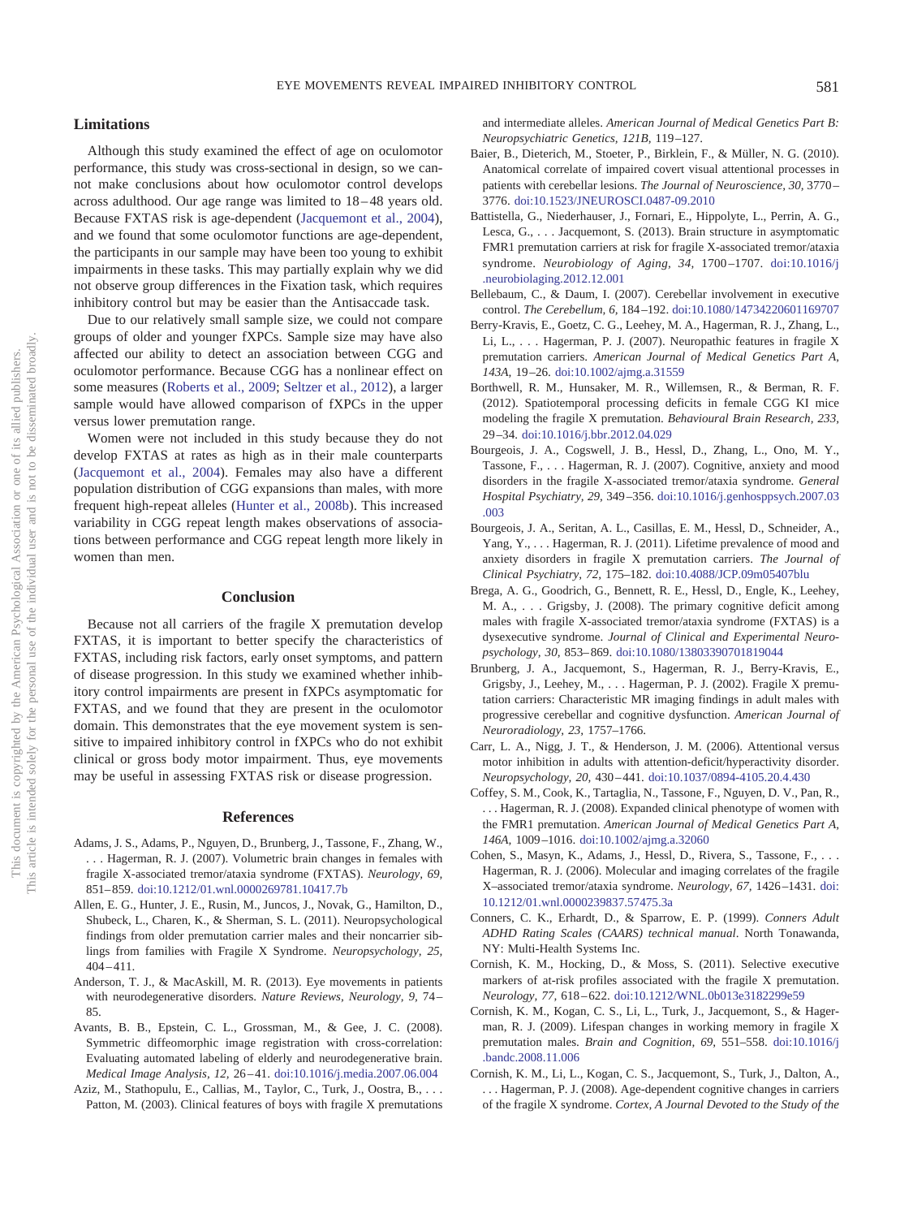## Limitations

Although this study examined the effect of age on oculomotor performance, this study was cross-sectional in design, so we cannot make conclusions about how oculomotor control develops across adulthood. Our age range was limited to 18–48 years old. Because FXTAS risk is age-dependent (Jacquemont et al., 2004), and we found that some oculomotor functions are age-dependent, the participants in our sample may have been too young to exhibit impairments in these tasks. This may partially explain why we did not observe group differences in the Fixation task, which requires inhibitory control but may be easier than the Antisaccade task.

Due to our relatively small sample size, we could not compare groups of older and younger fXPCs. Sample size may have also affected our ability to detect an association between CGG and oculomotor performance. Because CGG has a nonlinear effect on some measures (Roberts et al., 2009; Seltzer et al., 2012), a larger sample would have allowed comparison of fXPCs in the upper versus lower premutation range.

Women were not included in this study because they do not develop FXTAS at rates as high as in their male counterparts (Jacquemont et al., 2004). Females may also have a different population distribution of CGG expansions than males, with more frequent high-repeat alleles (Hunter et al., 2008b). This increased variability in CGG repeat length makes observations of associations between performance and CGG repeat length more likely in women than men.

## Conclusion

Because not all carriers of the fragile X premutation develop FXTAS, it is important to better specify the characteristics of FXTAS, including risk factors, early onset symptoms, and pattern of disease progression. In this study we examined whether inhibitory control impairments are present in fXPCs asymptomatic for FXTAS, and we found that they are present in the oculomotor domain. This demonstrates that the eye movement system is sensitive to impaired inhibitory control in fXPCs who do not exhibit clinical or gross body motor impairment. Thus, eye movements may be useful in assessing FXTAS risk or disease progression.

## References

Adams, J. S., Adams, P., Nguyen, D., Brunberg, J., Tassone, F., Zhang, W., . . . Hagerman, R. J. (2007). Volumetric brain changes in females with fragile X-associated tremor/ataxia syndrome (FXTAS). *Neurology, 69,* 851–859. doi:10.1212/01.wnl.0000269781.10417.7b

Allen, E. G., Hunter, J. E., Rusin, M., Juncos, J., Novak, G., Hamilton, D., Shubeck, L., Charen, K., & Sherman, S. L. (2011). Neuropsychological findings from older premutation carrier males and their noncarrier siblings from families with Fragile X Syndrome. *Neuropsychology, 25,* 404–411.

Anderson, T. J., & MacAskill, M. R. (2013). Eye movements in patients with neurodegenerative disorders. *Nature Reviews, Neurology, 9,* 74–85.

Avants, B. B., Epstein, C. L., Grossman, M., & Gee, J. C. (2008). Symmetric diffeomorphic image registration with cross-correlation: Evaluating automated labeling of elderly and neurodegenerative brain. *Medical Image Analysis, 12,* 26–41. doi:10.1016/j.media.2007.06.004

Aziz, M., Stathopulu, E., Callias, M., Taylor, C., Turk, J., Oostra, B., . . . Patton, M. (2003). Clinical features of boys with fragile X premutations and intermediate alleles. *American Journal of Medical Genetics Part B: Neuropsychiatric Genetics, 121B,* 119–127.

Baier, B., Dieterich, M., Stoeter, P., Birklein, F., & Müller, N. G. (2010). Anatomical correlate of impaired covert visual attentional processes in patients with cerebellar lesions. *The Journal of Neuroscience, 30,* 3770–3776. doi:10.1523/JNEUROSCI.0487-09.2010

Battistella, G., Niederhauser, J., Fornari, E., Hippolyte, L., Perrin, A. G., Lesca, G., . . . Jacquemont, S. (2013). Brain structure in asymptomatic FMR1 premutation carriers at risk for fragile X-associated tremor/ataxia syndrome. *Neurobiology of Aging, 34,* 1700–1707. doi:10.1016/j.neurobiolaging.2012.12.001

Bellebaum, C., & Daum, I. (2007). Cerebellar involvement in executive control. *The Cerebellum, 6,* 184–192. doi:10.1080/14734220601169707

Berry-Kravis, E., Goetz, C. G., Leehey, M. A., Hagerman, R. J., Zhang, L., Li, L., . . . Hagerman, P. J. (2007). Neuropathic features in fragile X premutation carriers. *American Journal of Medical Genetics Part A, 143A,* 19–26. doi:10.1002/ajmg.a.31559

Borthwell, R. M., Hunsaker, M. R., Willemsen, R., & Berman, R. F. (2012). Spatiotemporal processing deficits in female CGG KI mice modeling the fragile X premutation. *Behavioural Brain Research, 233,* 29–34. doi:10.1016/j.bbr.2012.04.029

Bourgeois, J. A., Cogswell, J. B., Hessl, D., Zhang, L., Ono, M. Y., Tassone, F., . . . Hagerman, R. J. (2007). Cognitive, anxiety and mood disorders in the fragile X-associated tremor/ataxia syndrome. *General Hospital Psychiatry, 29,* 349–356. doi:10.1016/j.genhosppsych.2007.03.003

Bourgeois, J. A., Seritan, A. L., Casillas, E. M., Hessl, D., Schneider, A., Yang, Y., . . . Hagerman, R. J. (2011). Lifetime prevalence of mood and anxiety disorders in fragile X premutation carriers. *The Journal of Clinical Psychiatry, 72,* 175–182. doi:10.4088/JCP.09m05407blu

Brega, A. G., Goodrich, G., Bennett, R. E., Hessl, D., Engle, K., Leehey, M. A., . . . Grigsby, J. (2008). The primary cognitive deficit among males with fragile X-associated tremor/ataxia syndrome (FXTAS) is a dysexecutive syndrome. *Journal of Clinical and Experimental Neuropsychology, 30,* 853–869. doi:10.1080/13803390701819044

Brunberg, J. A., Jacquemont, S., Hagerman, R. J., Berry-Kravis, E., Grigsby, J., Leehey, M., . . . Hagerman, P. J. (2002). Fragile X premutation carriers: Characteristic MR imaging findings in adult males with progressive cerebellar and cognitive dysfunction. *American Journal of Neuroradiology, 23,* 1757–1766.

Carr, L. A., Nigg, J. T., & Henderson, J. M. (2006). Attentional versus motor inhibition in adults with attention-deficit/hyperactivity disorder. *Neuropsychology, 20,* 430–441. doi:10.1037/0894-4105.20.4.430

Coffey, S. M., Cook, K., Tartaglia, N., Tassone, F., Nguyen, D. V., Pan, R., . . . Hagerman, R. J. (2008). Expanded clinical phenotype of women with the FMR1 premutation. *American Journal of Medical Genetics Part A, 146A,* 1009–1016. doi:10.1002/ajmg.a.32060

Cohen, S., Masyn, K., Adams, J., Hessl, D., Rivera, S., Tassone, F., . . . Hagerman, R. J. (2006). Molecular and imaging correlates of the fragile X–associated tremor/ataxia syndrome. *Neurology, 67,* 1426–1431. doi:10.1212/01.wnl.0000239837.57475.3a

Conners, C. K., Erhardt, D., & Sparrow, E. P. (1999). *Conners Adult ADHD Rating Scales (CAARS) technical manual*. North Tonawanda, NY: Multi-Health Systems Inc.

Cornish, K. M., Hocking, D., & Moss, S. (2011). Selective executive markers of at-risk profiles associated with the fragile X premutation. *Neurology, 77,* 618–622. doi:10.1212/WNL.0b013e3182299e59

Cornish, K. M., Kogan, C. S., Li, L., Turk, J., Jacquemont, S., & Hagerman, R. J. (2009). Lifespan changes in working memory in fragile X premutation males. *Brain and Cognition, 69,* 551–558. doi:10.1016/j.bandc.2008.11.006

Cornish, K. M., Li, L., Kogan, C. S., Jacquemont, S., Turk, J., Dalton, A., . . . Hagerman, P. J. (2008). Age-dependent cognitive changes in carriers of the fragile X syndrome. *Cortex, A Journal Devoted to the Study of the*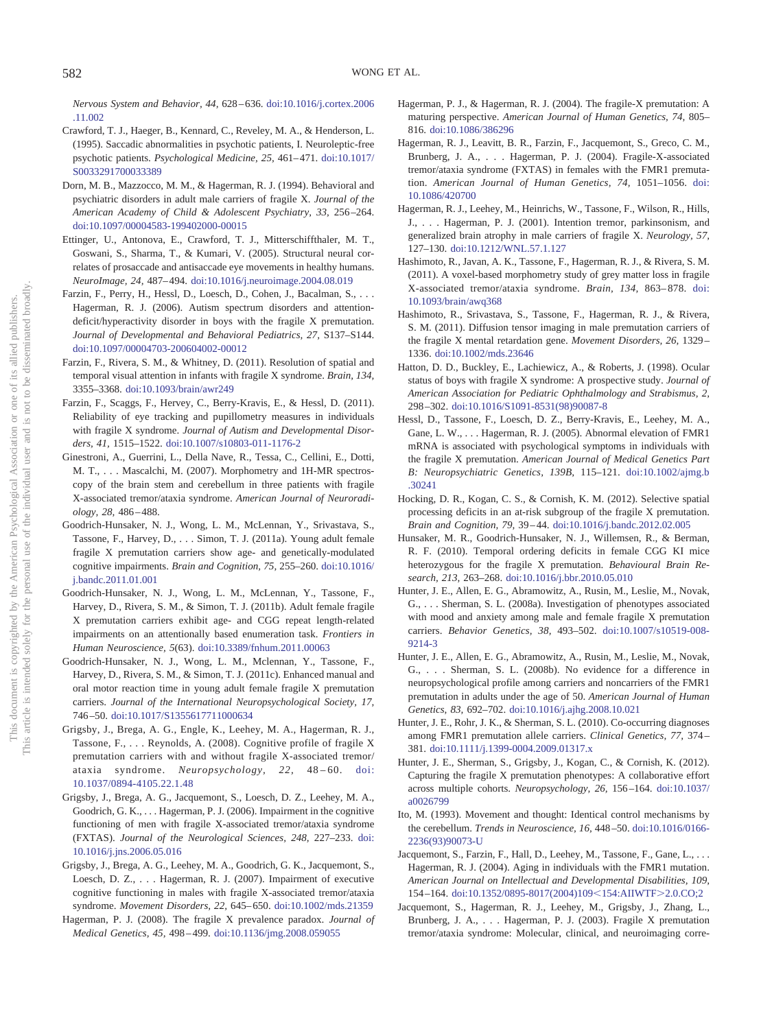*Nervous System and Behavior, 44,* 628–636. doi:10.1016/j.cortex.2006.11.002

Crawford, T. J., Haeger, B., Kennard, C., Reveley, M. A., & Henderson, L. (1995). Saccadic abnormalities in psychotic patients, I. Neuroleptic-free psychotic patients. *Psychological Medicine, 25,* 461–471. doi:10.1017/S0033291700033389

Dorn, M. B., Mazzocco, M. M., & Hagerman, R. J. (1994). Behavioral and psychiatric disorders in adult male carriers of fragile X. *Journal of the American Academy of Child & Adolescent Psychiatry, 33,* 256–264. doi:10.1097/00004583-199402000-00015

Ettinger, U., Antonova, E., Crawford, T. J., Mitterschiffthaler, M. T., Goswani, S., Sharma, T., & Kumari, V. (2005). Structural neural correlates of prosaccade and antisaccade eye movements in healthy humans. *NeuroImage, 24,* 487–494. doi:10.1016/j.neuroimage.2004.08.019

Farzin, F., Perry, H., Hessl, D., Loesch, D., Cohen, J., Bacalman, S., . . . Hagerman, R. J. (2006). Autism spectrum disorders and attention-deficit/hyperactivity disorder in boys with the fragile X premutation. *Journal of Developmental and Behavioral Pediatrics, 27,* S137–S144. doi:10.1097/00004703-200604002-00012

Farzin, F., Rivera, S. M., & Whitney, D. (2011). Resolution of spatial and temporal visual attention in infants with fragile X syndrome. *Brain, 134,* 3355–3368. doi:10.1093/brain/awr249

Farzin, F., Scaggs, F., Hervey, C., Berry-Kravis, E., & Hessl, D. (2011). Reliability of eye tracking and pupillometry measures in individuals with fragile X syndrome. *Journal of Autism and Developmental Disorders, 41,* 1515–1522. doi:10.1007/s10803-011-1176-2

Ginestroni, A., Guerrini, L., Della Nave, R., Tessa, C., Cellini, E., Dotti, M. T., . . . Mascalchi, M. (2007). Morphometry and 1H-MR spectroscopy of the brain stem and cerebellum in three patients with fragile X-associated tremor/ataxia syndrome. *American Journal of Neuroradiology, 28,* 486–488.

Goodrich-Hunsaker, N. J., Wong, L. M., McLennan, Y., Srivastava, S., Tassone, F., Harvey, D., . . . Simon, T. J. (2011a). Young adult female fragile X premutation carriers show age- and genetically-modulated cognitive impairments. *Brain and Cognition, 75,* 255–260. doi:10.1016/j.bandc.2011.01.001

Goodrich-Hunsaker, N. J., Wong, L. M., McLennan, Y., Tassone, F., Harvey, D., Rivera, S. M., & Simon, T. J. (2011b). Adult female fragile X premutation carriers exhibit age- and CGG repeat length-related impairments on an attentionally based enumeration task. *Frontiers in Human Neuroscience, 5*(63). doi:10.3389/fnhum.2011.00063

Goodrich-Hunsaker, N. J., Wong, L. M., Mclennan, Y., Tassone, F., Harvey, D., Rivera, S. M., & Simon, T. J. (2011c). Enhanced manual and oral motor reaction time in young adult female fragile X premutation carriers. *Journal of the International Neuropsychological Society, 17,* 746–50. doi:10.1017/S1355617711000634

Grigsby, J., Brega, A. G., Engle, K., Leehey, M. A., Hagerman, R. J., Tassone, F., . . . Reynolds, A. (2008). Cognitive profile of fragile X premutation carriers with and without fragile X-associated tremor/ataxia syndrome. *Neuropsychology, 22,* 48–60. doi:10.1037/0894-4105.22.1.48

Grigsby, J., Brega, A. G., Jacquemont, S., Loesch, D. Z., Leehey, M. A., Goodrich, G. K., . . . Hagerman, P. J. (2006). Impairment in the cognitive functioning of men with fragile X-associated tremor/ataxia syndrome (FXTAS). *Journal of the Neurological Sciences, 248,* 227–233. doi:10.1016/j.jns.2006.05.016

Grigsby, J., Brega, A. G., Leehey, M. A., Goodrich, G. K., Jacquemont, S., Loesch, D. Z., . . . Hagerman, R. J. (2007). Impairment of executive cognitive functioning in males with fragile X-associated tremor/ataxia syndrome. *Movement Disorders, 22,* 645–650. doi:10.1002/mds.21359

Hagerman, P. J. (2008). The fragile X prevalence paradox. *Journal of Medical Genetics, 45,* 498–499. doi:10.1136/jmg.2008.059055

Hagerman, P. J., & Hagerman, R. J. (2004). The fragile-X premutation: A maturing perspective. *American Journal of Human Genetics, 74,* 805–816. doi:10.1086/386296

Hagerman, R. J., Leavitt, B. R., Farzin, F., Jacquemont, S., Greco, C. M., Brunberg, J. A., . . . Hagerman, P. J. (2004). Fragile-X-associated tremor/ataxia syndrome (FXTAS) in females with the FMR1 premutation. *American Journal of Human Genetics, 74,* 1051–1056. doi:10.1086/420700

Hagerman, R. J., Leehey, M., Heinrichs, W., Tassone, F., Wilson, R., Hills, J., . . . Hagerman, P. J. (2001). Intention tremor, parkinsonism, and generalized brain atrophy in male carriers of fragile X. *Neurology, 57,* 127–130. doi:10.1212/WNL.57.1.127

Hashimoto, R., Javan, A. K., Tassone, F., Hagerman, R. J., & Rivera, S. M. (2011). A voxel-based morphometry study of grey matter loss in fragile X-associated tremor/ataxia syndrome. *Brain, 134,* 863–878. doi:10.1093/brain/awq368

Hashimoto, R., Srivastava, S., Tassone, F., Hagerman, R. J., & Rivera, S. M. (2011). Diffusion tensor imaging in male premutation carriers of the fragile X mental retardation gene. *Movement Disorders, 26,* 1329–1336. doi:10.1002/mds.23646

Hatton, D. D., Buckley, E., Lachiewicz, A., & Roberts, J. (1998). Ocular status of boys with fragile X syndrome: A prospective study. *Journal of American Association for Pediatric Ophthalmology and Strabismus, 2,* 298–302. doi:10.1016/S1091-8531(98)90087-8

Hessl, D., Tassone, F., Loesch, D. Z., Berry-Kravis, E., Leehey, M. A., Gane, L. W., . . . Hagerman, R. J. (2005). Abnormal elevation of FMR1 mRNA is associated with psychological symptoms in individuals with the fragile X premutation. *American Journal of Medical Genetics Part B: Neuropsychiatric Genetics, 139B,* 115–121. doi:10.1002/ajmg.b.30241

Hocking, D. R., Kogan, C. S., & Cornish, K. M. (2012). Selective spatial processing deficits in an at-risk subgroup of the fragile X premutation. *Brain and Cognition, 79,* 39–44. doi:10.1016/j.bandc.2012.02.005

Hunsaker, M. R., Goodrich-Hunsaker, N. J., Willemsen, R., & Berman, R. F. (2010). Temporal ordering deficits in female CGG KI mice heterozygous for the fragile X premutation. *Behavioural Brain Research, 213,* 263–268. doi:10.1016/j.bbr.2010.05.010

Hunter, J. E., Allen, E. G., Abramowitz, A., Rusin, M., Leslie, M., Novak, G., . . . Sherman, S. L. (2008a). Investigation of phenotypes associated with mood and anxiety among male and female fragile X premutation carriers. *Behavior Genetics, 38,* 493–502. doi:10.1007/s10519-008-9214-3

Hunter, J. E., Allen, E. G., Abramowitz, A., Rusin, M., Leslie, M., Novak, G., . . . Sherman, S. L. (2008b). No evidence for a difference in neuropsychological profile among carriers and noncarriers of the FMR1 premutation in adults under the age of 50. *American Journal of Human Genetics, 83,* 692–702. doi:10.1016/j.ajhg.2008.10.021

Hunter, J. E., Rohr, J. K., & Sherman, S. L. (2010). Co-occurring diagnoses among FMR1 premutation allele carriers. *Clinical Genetics, 77,* 374–381. doi:10.1111/j.1399-0004.2009.01317.x

Hunter, J. E., Sherman, S., Grigsby, J., Kogan, C., & Cornish, K. (2012). Capturing the fragile X premutation phenotypes: A collaborative effort across multiple cohorts. *Neuropsychology, 26,* 156–164. doi:10.1037/a0026799

Ito, M. (1993). Movement and thought: Identical control mechanisms by the cerebellum. *Trends in Neuroscience, 16,* 448–50. doi:10.1016/0166-2236(93)90073-U

Jacquemont, S., Farzin, F., Hall, D., Leehey, M., Tassone, F., Gane, L., . . . Hagerman, R. J. (2004). Aging in individuals with the FMR1 mutation. *American Journal on Intellectual and Developmental Disabilities, 109,* 154–164. doi:10.1352/0895-8017(2004)109<154:AIIWTF>2.0.CO;2

Jacquemont, S., Hagerman, R. J., Leehey, M., Grigsby, J., Zhang, L., Brunberg, J. A., . . . Hagerman, P. J. (2003). Fragile X premutation tremor/ataxia syndrome: Molecular, clinical, and neuroimaging corre-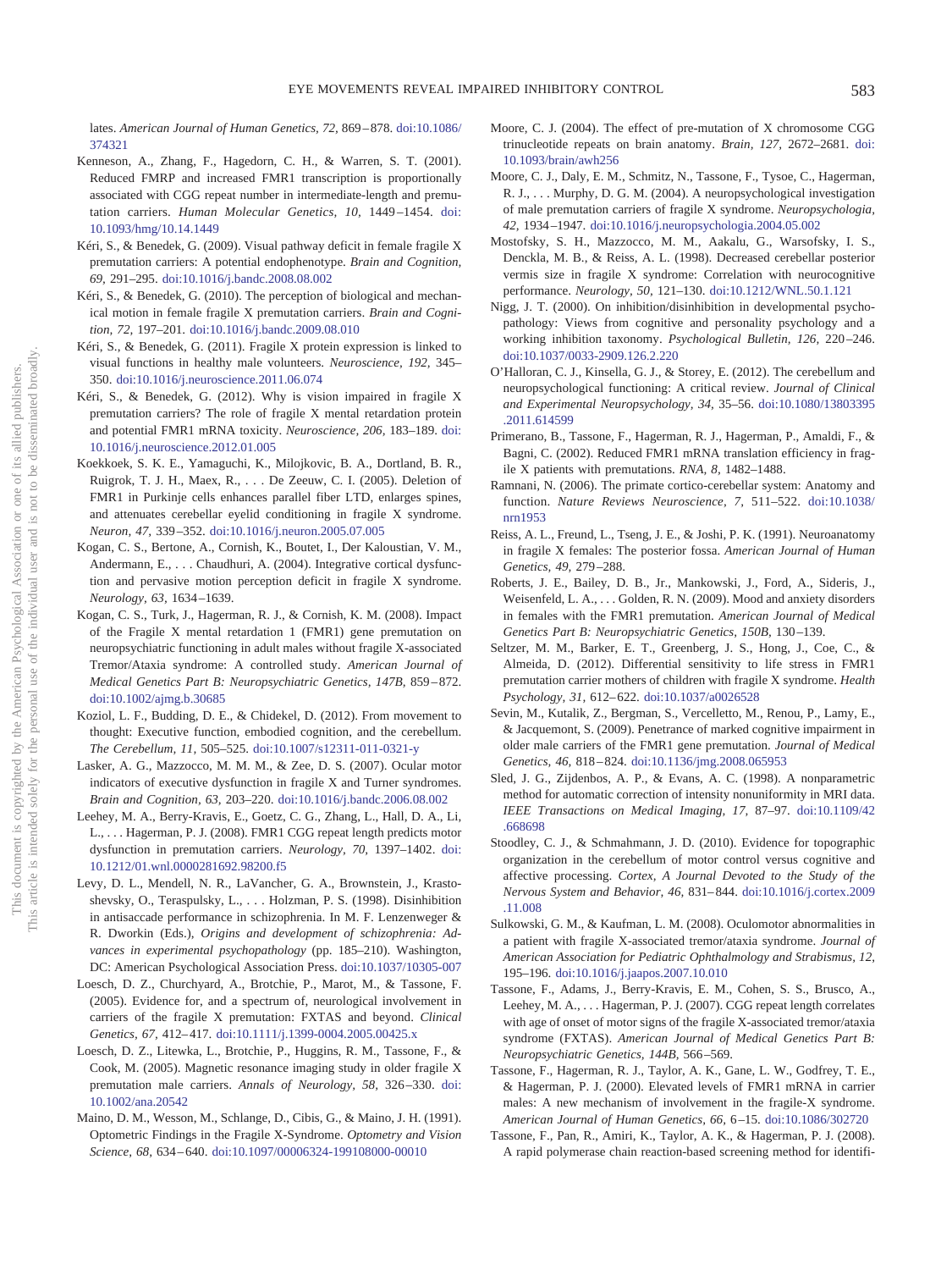lates. *American Journal of Human Genetics, 72,* 869–878. doi:10.1086/374321

Kenneson, A., Zhang, F., Hagedorn, C. H., & Warren, S. T. (2001). Reduced FMRP and increased FMR1 transcription is proportionally associated with CGG repeat number in intermediate-length and premutation carriers. *Human Molecular Genetics, 10,* 1449–1454. doi:10.1093/hmg/10.14.1449

Kéri, S., & Benedek, G. (2009). Visual pathway deficit in female fragile X premutation carriers: A potential endophenotype. *Brain and Cognition, 69,* 291–295. doi:10.1016/j.bandc.2008.08.002

Kéri, S., & Benedek, G. (2010). The perception of biological and mechanical motion in female fragile X premutation carriers. *Brain and Cognition, 72,* 197–201. doi:10.1016/j.bandc.2009.08.010

Kéri, S., & Benedek, G. (2011). Fragile X protein expression is linked to visual functions in healthy male volunteers. *Neuroscience, 192,* 345–350. doi:10.1016/j.neuroscience.2011.06.074

Kéri, S., & Benedek, G. (2012). Why is vision impaired in fragile X premutation carriers? The role of fragile X mental retardation protein and potential FMR1 mRNA toxicity. *Neuroscience, 206,* 183–189. doi:10.1016/j.neuroscience.2012.01.005

Koekkoek, S. K. E., Yamaguchi, K., Milojkovic, B. A., Dortland, B. R., Ruigrok, T. J. H., Maex, R., . . . De Zeeuw, C. I. (2005). Deletion of FMR1 in Purkinje cells enhances parallel fiber LTD, enlarges spines, and attenuates cerebellar eyelid conditioning in fragile X syndrome. *Neuron, 47,* 339–352. doi:10.1016/j.neuron.2005.07.005

Kogan, C. S., Bertone, A., Cornish, K., Boutet, I., Der Kaloustian, V. M., Andermann, E., . . . Chaudhuri, A. (2004). Integrative cortical dysfunction and pervasive motion perception deficit in fragile X syndrome. *Neurology, 63,* 1634–1639.

Kogan, C. S., Turk, J., Hagerman, R. J., & Cornish, K. M. (2008). Impact of the Fragile X mental retardation 1 (FMR1) gene premutation on neuropsychiatric functioning in adult males without fragile X-associated Tremor/Ataxia syndrome: A controlled study. *American Journal of Medical Genetics Part B: Neuropsychiatric Genetics, 147B,* 859–872. doi:10.1002/ajmg.b.30685

Koziol, L. F., Budding, D. E., & Chidekel, D. (2012). From movement to thought: Executive function, embodied cognition, and the cerebellum. *The Cerebellum, 11,* 505–525. doi:10.1007/s12311-011-0321-y

Lasker, A. G., Mazzocco, M. M. M., & Zee, D. S. (2007). Ocular motor indicators of executive dysfunction in fragile X and Turner syndromes. *Brain and Cognition, 63,* 203–220. doi:10.1016/j.bandc.2006.08.002

Leehey, M. A., Berry-Kravis, E., Goetz, C. G., Zhang, L., Hall, D. A., Li, L., . . . Hagerman, P. J. (2008). FMR1 CGG repeat length predicts motor dysfunction in premutation carriers. *Neurology, 70,* 1397–1402. doi:10.1212/01.wnl.0000281692.98200.f5

Levy, D. L., Mendell, N. R., LaVancher, G. A., Brownstein, J., Krastoshevsky, O., Teraspulsky, L., . . . Holzman, P. S. (1998). Disinhibition in antisaccade performance in schizophrenia. In M. F. Lenzenweger & R. Dworkin (Eds.), *Origins and development of schizophrenia: Advances in experimental psychopathology* (pp. 185–210). Washington, DC: American Psychological Association Press. doi:10.1037/10305-007

Loesch, D. Z., Churchyard, A., Brotchie, P., Marot, M., & Tassone, F. (2005). Evidence for, and a spectrum of, neurological involvement in carriers of the fragile X premutation: FXTAS and beyond. *Clinical Genetics, 67,* 412–417. doi:10.1111/j.1399-0004.2005.00425.x

Loesch, D. Z., Litewka, L., Brotchie, P., Huggins, R. M., Tassone, F., & Cook, M. (2005). Magnetic resonance imaging study in older fragile X premutation male carriers. *Annals of Neurology, 58,* 326–330. doi:10.1002/ana.20542

Maino, D. M., Wesson, M., Schlange, D., Cibis, G., & Maino, J. H. (1991). Optometric Findings in the Fragile X-Syndrome. *Optometry and Vision Science, 68,* 634–640. doi:10.1097/00006324-199108000-00010

Moore, C. J. (2004). The effect of pre-mutation of X chromosome CGG trinucleotide repeats on brain anatomy. *Brain, 127,* 2672–2681. doi:10.1093/brain/awh256

Moore, C. J., Daly, E. M., Schmitz, N., Tassone, F., Tysoe, C., Hagerman, R. J., . . . Murphy, D. G. M. (2004). A neuropsychological investigation of male premutation carriers of fragile X syndrome. *Neuropsychologia, 42,* 1934–1947. doi:10.1016/j.neuropsychologia.2004.05.002

Mostofsky, S. H., Mazzocco, M. M., Aakalu, G., Warsofsky, I. S., Denckla, M. B., & Reiss, A. L. (1998). Decreased cerebellar posterior vermis size in fragile X syndrome: Correlation with neurocognitive performance. *Neurology, 50,* 121–130. doi:10.1212/WNL.50.1.121

Nigg, J. T. (2000). On inhibition/disinhibition in developmental psychopathology: Views from cognitive and personality psychology and a working inhibition taxonomy. *Psychological Bulletin, 126,* 220–246. doi:10.1037/0033-2909.126.2.220

O'Halloran, C. J., Kinsella, G. J., & Storey, E. (2012). The cerebellum and neuropsychological functioning: A critical review. *Journal of Clinical and Experimental Neuropsychology, 34,* 35–56. doi:10.1080/13803395.2011.614599

Primerano, B., Tassone, F., Hagerman, R. J., Hagerman, P., Amaldi, F., & Bagni, C. (2002). Reduced FMR1 mRNA translation efficiency in fragile X patients with premutations. *RNA, 8,* 1482–1488.

Ramnani, N. (2006). The primate cortico-cerebellar system: Anatomy and function. *Nature Reviews Neuroscience, 7,* 511–522. doi:10.1038/nrn1953

Reiss, A. L., Freund, L., Tseng, J. E., & Joshi, P. K. (1991). Neuroanatomy in fragile X females: The posterior fossa. *American Journal of Human Genetics, 49,* 279–288.

Roberts, J. E., Bailey, D. B., Jr., Mankowski, J., Ford, A., Sideris, J., Weisenfeld, L. A., . . . Golden, R. N. (2009). Mood and anxiety disorders in females with the FMR1 premutation. *American Journal of Medical Genetics Part B: Neuropsychiatric Genetics, 150B,* 130–139.

Seltzer, M. M., Barker, E. T., Greenberg, J. S., Hong, J., Coe, C., & Almeida, D. (2012). Differential sensitivity to life stress in FMR1 premutation carrier mothers of children with fragile X syndrome. *Health Psychology, 31,* 612–622. doi:10.1037/a0026528

Sevin, M., Kutalik, Z., Bergman, S., Vercelletto, M., Renou, P., Lamy, E., & Jacquemont, S. (2009). Penetrance of marked cognitive impairment in older male carriers of the FMR1 gene premutation. *Journal of Medical Genetics, 46,* 818–824. doi:10.1136/jmg.2008.065953

Sled, J. G., Zijdenbos, A. P., & Evans, A. C. (1998). A nonparametric method for automatic correction of intensity nonuniformity in MRI data. *IEEE Transactions on Medical Imaging, 17,* 87–97. doi:10.1109/42.668698

Stoodley, C. J., & Schmahmann, J. D. (2010). Evidence for topographic organization in the cerebellum of motor control versus cognitive and affective processing. *Cortex, A Journal Devoted to the Study of the Nervous System and Behavior, 46,* 831–844. doi:10.1016/j.cortex.2009.11.008

Sulkowski, G. M., & Kaufman, L. M. (2008). Oculomotor abnormalities in a patient with fragile X-associated tremor/ataxia syndrome. *Journal of American Association for Pediatric Ophthalmology and Strabismus, 12,* 195–196. doi:10.1016/j.jaapos.2007.10.010

Tassone, F., Adams, J., Berry-Kravis, E. M., Cohen, S. S., Brusco, A., Leehey, M. A., . . . Hagerman, P. J. (2007). CGG repeat length correlates with age of onset of motor signs of the fragile X-associated tremor/ataxia syndrome (FXTAS). *American Journal of Medical Genetics Part B: Neuropsychiatric Genetics, 144B,* 566–569.

Tassone, F., Hagerman, R. J., Taylor, A. K., Gane, L. W., Godfrey, T. E., & Hagerman, P. J. (2000). Elevated levels of FMR1 mRNA in carrier males: A new mechanism of involvement in the fragile-X syndrome. *American Journal of Human Genetics, 66,* 6–15. doi:10.1086/302720

Tassone, F., Pan, R., Amiri, K., Taylor, A. K., & Hagerman, P. J. (2008). A rapid polymerase chain reaction-based screening method for identifi-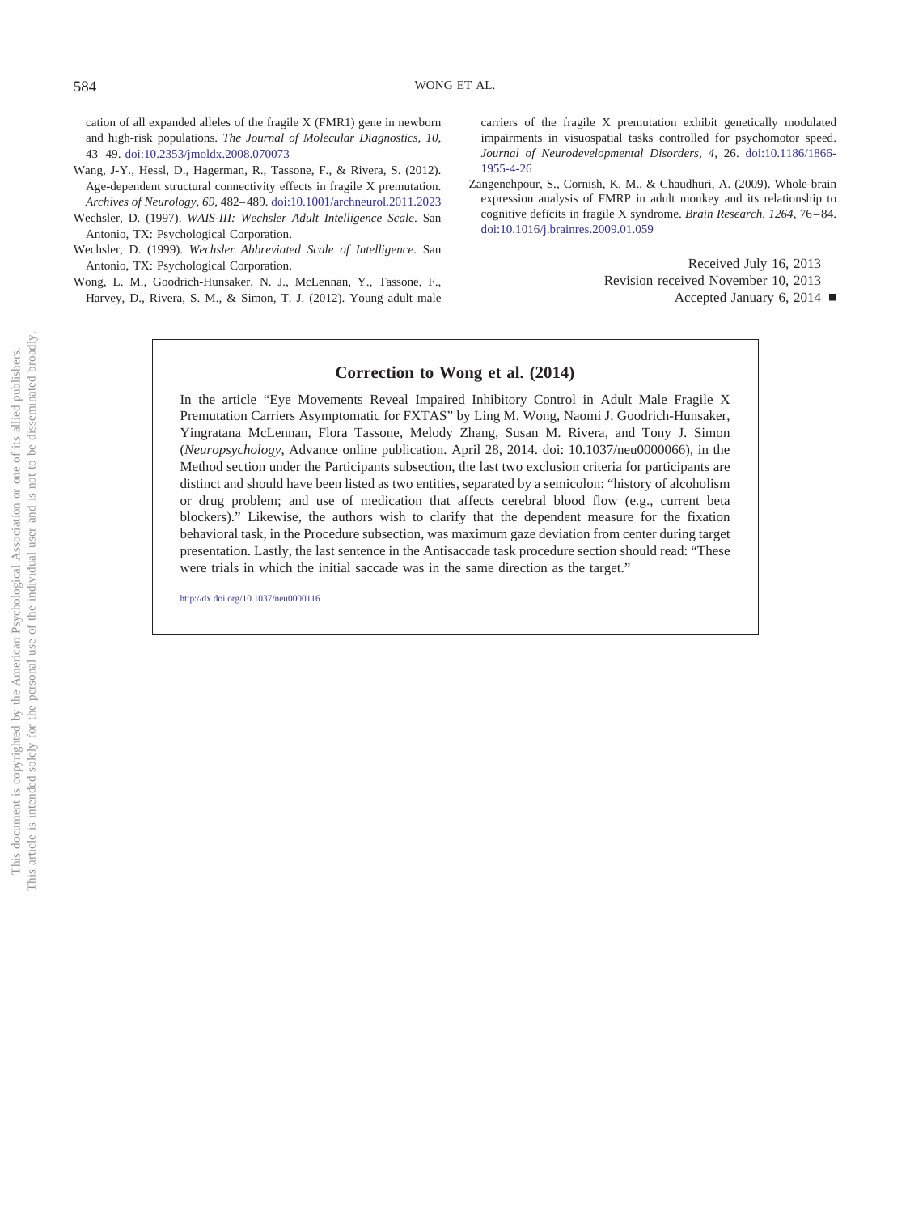cation of all expanded alleles of the fragile X (FMR1) gene in newborn and high-risk populations. *The Journal of Molecular Diagnostics, 10,* 43–49. doi:10.2353/jmoldx.2008.070073

Wang, J-Y., Hessl, D., Hagerman, R., Tassone, F., & Rivera, S. (2012). Age-dependent structural connectivity effects in fragile X premutation. *Archives of Neurology, 69,* 482–489. doi:10.1001/archneurol.2011.2023

Wechsler, D. (1997). *WAIS-III: Wechsler Adult Intelligence Scale*. San Antonio, TX: Psychological Corporation.

Wechsler, D. (1999). *Wechsler Abbreviated Scale of Intelligence*. San Antonio, TX: Psychological Corporation.

Wong, L. M., Goodrich-Hunsaker, N. J., McLennan, Y., Tassone, F., Harvey, D., Rivera, S. M., & Simon, T. J. (2012). Young adult male carriers of the fragile X premutation exhibit genetically modulated impairments in visuospatial tasks controlled for psychomotor speed. *Journal of Neurodevelopmental Disorders, 4,* 26. doi:10.1186/1866-1955-4-26

Zangenehpour, S., Cornish, K. M., & Chaudhuri, A. (2009). Whole-brain expression analysis of FMRP in adult monkey and its relationship to cognitive deficits in fragile X syndrome. *Brain Research, 1264,* 76–84. doi:10.1016/j.brainres.2009.01.059

Received July 16, 2013
Revision received November 10, 2013
Accepted January 6, 2014 ■

## Correction to Wong et al. (2014)

In the article "Eye Movements Reveal Impaired Inhibitory Control in Adult Male Fragile X Premutation Carriers Asymptomatic for FXTAS" by Ling M. Wong, Naomi J. Goodrich-Hunsaker, Yingratana McLennan, Flora Tassone, Melody Zhang, Susan M. Rivera, and Tony J. Simon (*Neuropsychology*, Advance online publication. April 28, 2014. doi: 10.1037/neu0000066), in the Method section under the Participants subsection, the last two exclusion criteria for participants are distinct and should have been listed as two entities, separated by a semicolon: "history of alcoholism or drug problem; and use of medication that affects cerebral blood flow (e.g., current beta blockers)." Likewise, the authors wish to clarify that the dependent measure for the fixation behavioral task, in the Procedure subsection, was maximum gaze deviation from center during target presentation. Lastly, the last sentence in the Antisaccade task procedure section should read: "These were trials in which the initial saccade was in the same direction as the target."

http://dx.doi.org/10.1037/neu0000116